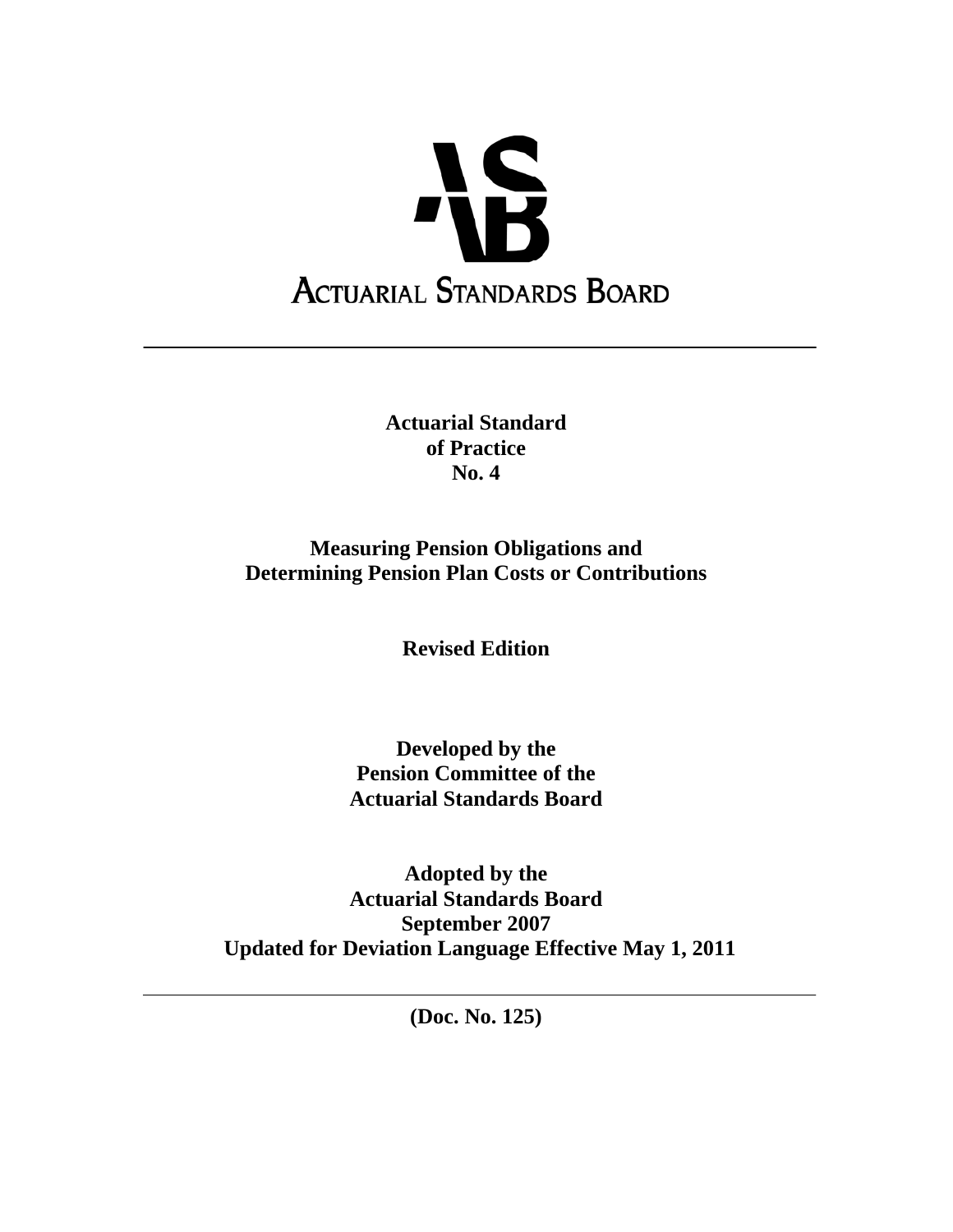**ACTUARIAL STANDARDS BOARD**

---

# Actuarial Standard of Practice No. 4

## Measuring Pension Obligations and Determining Pension Plan Costs or Contributions

**Revised Edition**

**Developed by the Pension Committee of the Actuarial Standards Board**

**Adopted by the Actuarial Standards Board September 2007**
**Updated for Deviation Language Effective May 1, 2011**

---

**(Doc. No. 125)**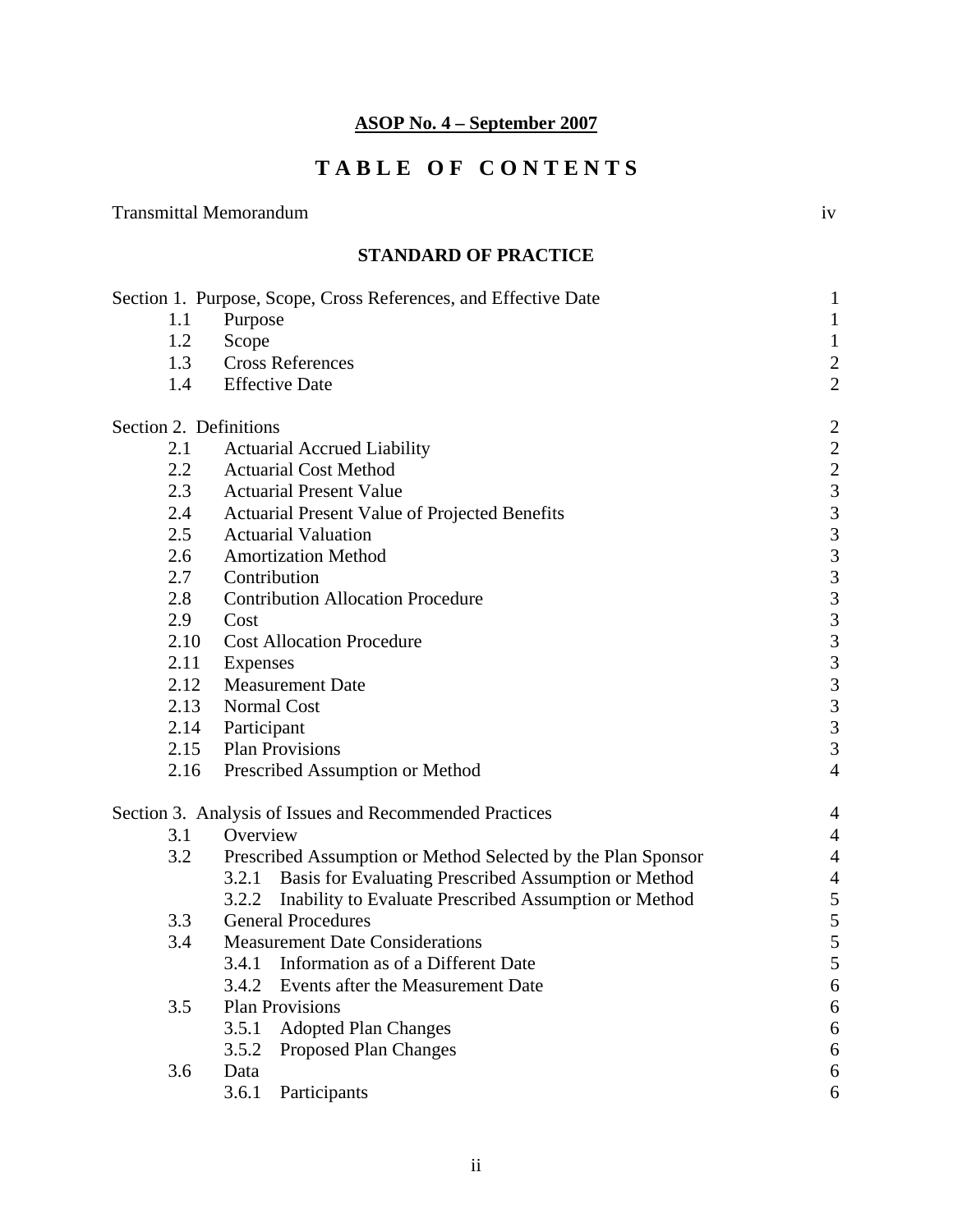**ASOP No. 4 – September 2007**

# TABLE OF CONTENTS

Transmittal Memorandum iv

## STANDARD OF PRACTICE

| | | |
|---|---|---|
| Section 1. Purpose, Scope, Cross References, and Effective Date | | 1 |
| 1.1 | Purpose | 1 |
| 1.2 | Scope | 1 |
| 1.3 | Cross References | 2 |
| 1.4 | Effective Date | 2 |
| Section 2. Definitions | | 2 |
| 2.1 | Actuarial Accrued Liability | 2 |
| 2.2 | Actuarial Cost Method | 2 |
| 2.3 | Actuarial Present Value | 3 |
| 2.4 | Actuarial Present Value of Projected Benefits | 3 |
| 2.5 | Actuarial Valuation | 3 |
| 2.6 | Amortization Method | 3 |
| 2.7 | Contribution | 3 |
| 2.8 | Contribution Allocation Procedure | 3 |
| 2.9 | Cost | 3 |
| 2.10 | Cost Allocation Procedure | 3 |
| 2.11 | Expenses | 3 |
| 2.12 | Measurement Date | 3 |
| 2.13 | Normal Cost | 3 |
| 2.14 | Participant | 3 |
| 2.15 | Plan Provisions | 3 |
| 2.16 | Prescribed Assumption or Method | 4 |
| Section 3. Analysis of Issues and Recommended Practices | | 4 |
| 3.1 | Overview | 4 |
| 3.2 | Prescribed Assumption or Method Selected by the Plan Sponsor | 4 |
| | 3.2.1 Basis for Evaluating Prescribed Assumption or Method | 4 |
| | 3.2.2 Inability to Evaluate Prescribed Assumption or Method | 5 |
| 3.3 | General Procedures | 5 |
| 3.4 | Measurement Date Considerations | 5 |
| | 3.4.1 Information as of a Different Date | 5 |
| | 3.4.2 Events after the Measurement Date | 6 |
| 3.5 | Plan Provisions | 6 |
| | 3.5.1 Adopted Plan Changes | 6 |
| | 3.5.2 Proposed Plan Changes | 6 |
| 3.6 | Data | 6 |
| | 3.6.1 Participants | 6 |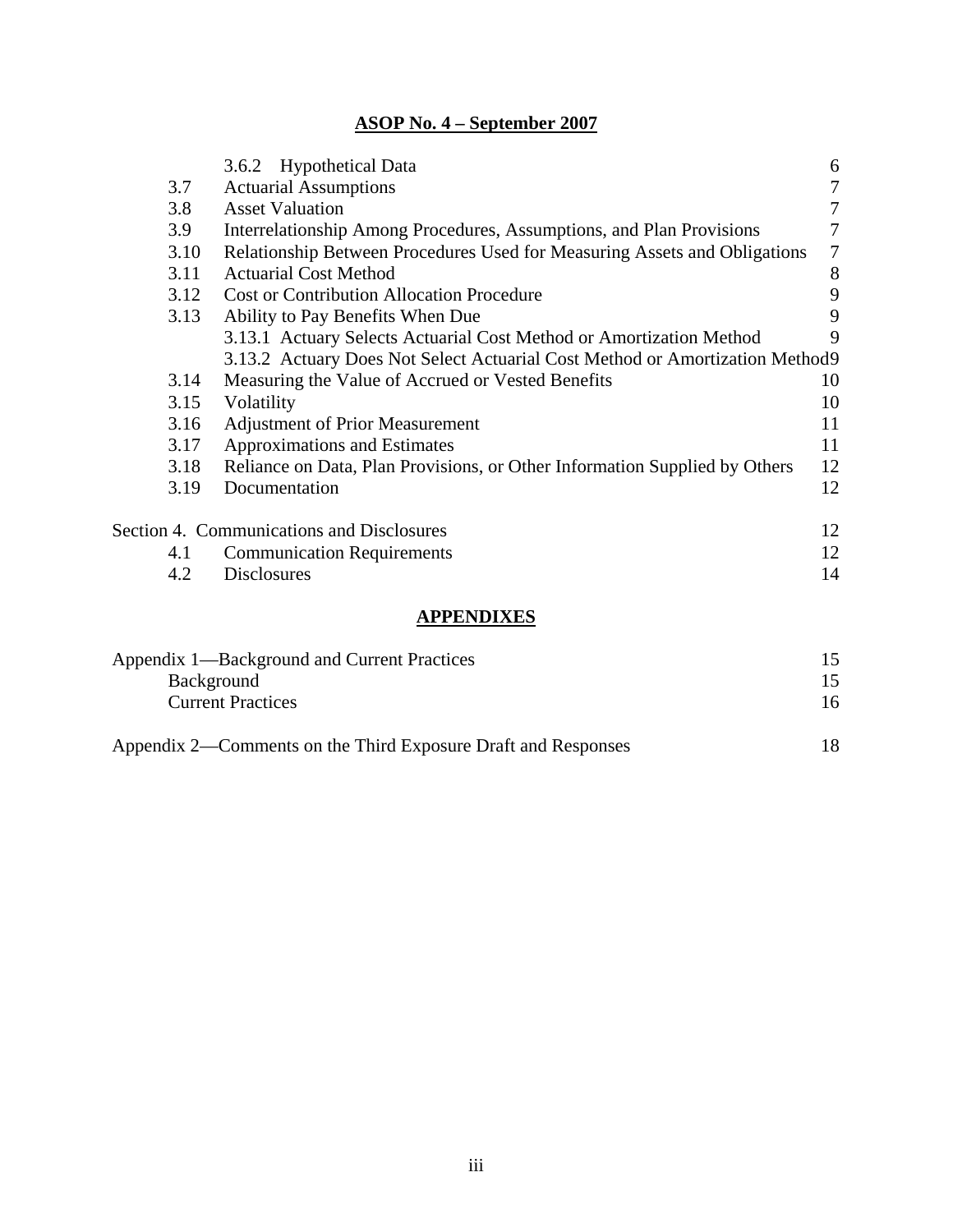**ASOP No. 4 – September 2007**

| | | |
|---|---|---|
| | 3.6.2 Hypothetical Data | 6 |
| 3.7 | Actuarial Assumptions | 7 |
| 3.8 | Asset Valuation | 7 |
| 3.9 | Interrelationship Among Procedures, Assumptions, and Plan Provisions | 7 |
| 3.10 | Relationship Between Procedures Used for Measuring Assets and Obligations | 7 |
| 3.11 | Actuarial Cost Method | 8 |
| 3.12 | Cost or Contribution Allocation Procedure | 9 |
| 3.13 | Ability to Pay Benefits When Due | 9 |
| | 3.13.1 Actuary Selects Actuarial Cost Method or Amortization Method | 9 |
| | 3.13.2 Actuary Does Not Select Actuarial Cost Method or Amortization Method | 9 |
| 3.14 | Measuring the Value of Accrued or Vested Benefits | 10 |
| 3.15 | Volatility | 10 |
| 3.16 | Adjustment of Prior Measurement | 11 |
| 3.17 | Approximations and Estimates | 11 |
| 3.18 | Reliance on Data, Plan Provisions, or Other Information Supplied by Others | 12 |
| 3.19 | Documentation | 12 |
| Section 4. | Communications and Disclosures | 12 |
| 4.1 | Communication Requirements | 12 |
| 4.2 | Disclosures | 14 |

## APPENDIXES

| | |
|---|---|
| Appendix 1—Background and Current Practices | 15 |
| Background | 15 |
| Current Practices | 16 |
| Appendix 2—Comments on the Third Exposure Draft and Responses | 18 |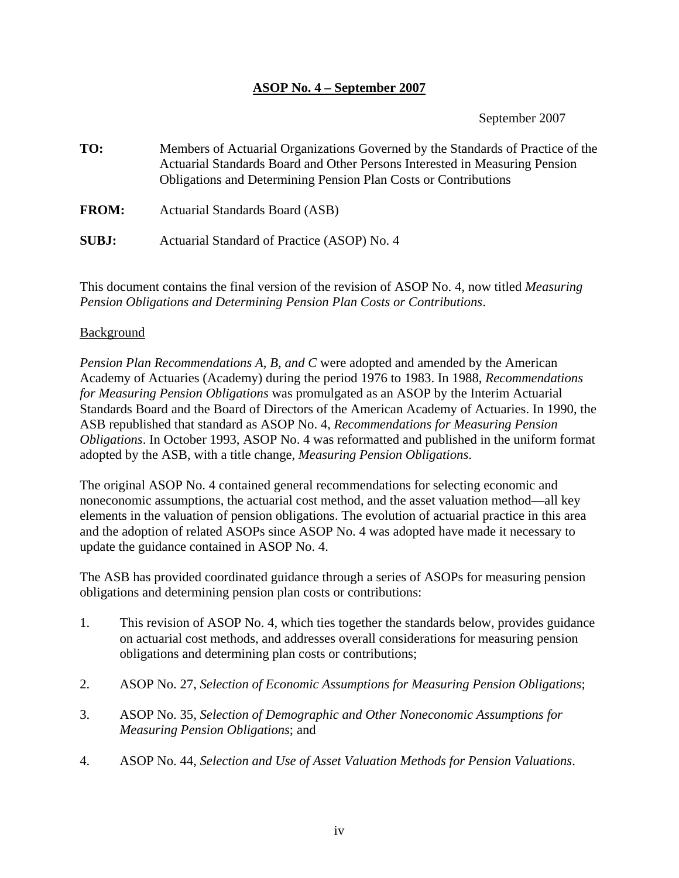**ASOP No. 4 – September 2007**

September 2007

**TO:** Members of Actuarial Organizations Governed by the Standards of Practice of the Actuarial Standards Board and Other Persons Interested in Measuring Pension Obligations and Determining Pension Plan Costs or Contributions

**FROM:** Actuarial Standards Board (ASB)

**SUBJ:** Actuarial Standard of Practice (ASOP) No. 4

This document contains the final version of the revision of ASOP No. 4, now titled *Measuring Pension Obligations and Determining Pension Plan Costs or Contributions*.

Background

*Pension Plan Recommendations A, B, and C* were adopted and amended by the American Academy of Actuaries (Academy) during the period 1976 to 1983. In 1988, *Recommendations for Measuring Pension Obligations* was promulgated as an ASOP by the Interim Actuarial Standards Board and the Board of Directors of the American Academy of Actuaries. In 1990, the ASB republished that standard as ASOP No. 4, *Recommendations for Measuring Pension Obligations*. In October 1993, ASOP No. 4 was reformatted and published in the uniform format adopted by the ASB, with a title change, *Measuring Pension Obligations*.

The original ASOP No. 4 contained general recommendations for selecting economic and noneconomic assumptions, the actuarial cost method, and the asset valuation method—all key elements in the valuation of pension obligations. The evolution of actuarial practice in this area and the adoption of related ASOPs since ASOP No. 4 was adopted have made it necessary to update the guidance contained in ASOP No. 4.

The ASB has provided coordinated guidance through a series of ASOPs for measuring pension obligations and determining pension plan costs or contributions:

1. This revision of ASOP No. 4, which ties together the standards below, provides guidance on actuarial cost methods, and addresses overall considerations for measuring pension obligations and determining plan costs or contributions;

2. ASOP No. 27, *Selection of Economic Assumptions for Measuring Pension Obligations*;

3. ASOP No. 35, *Selection of Demographic and Other Noneconomic Assumptions for Measuring Pension Obligations*; and

4. ASOP No. 44, *Selection and Use of Asset Valuation Methods for Pension Valuations*.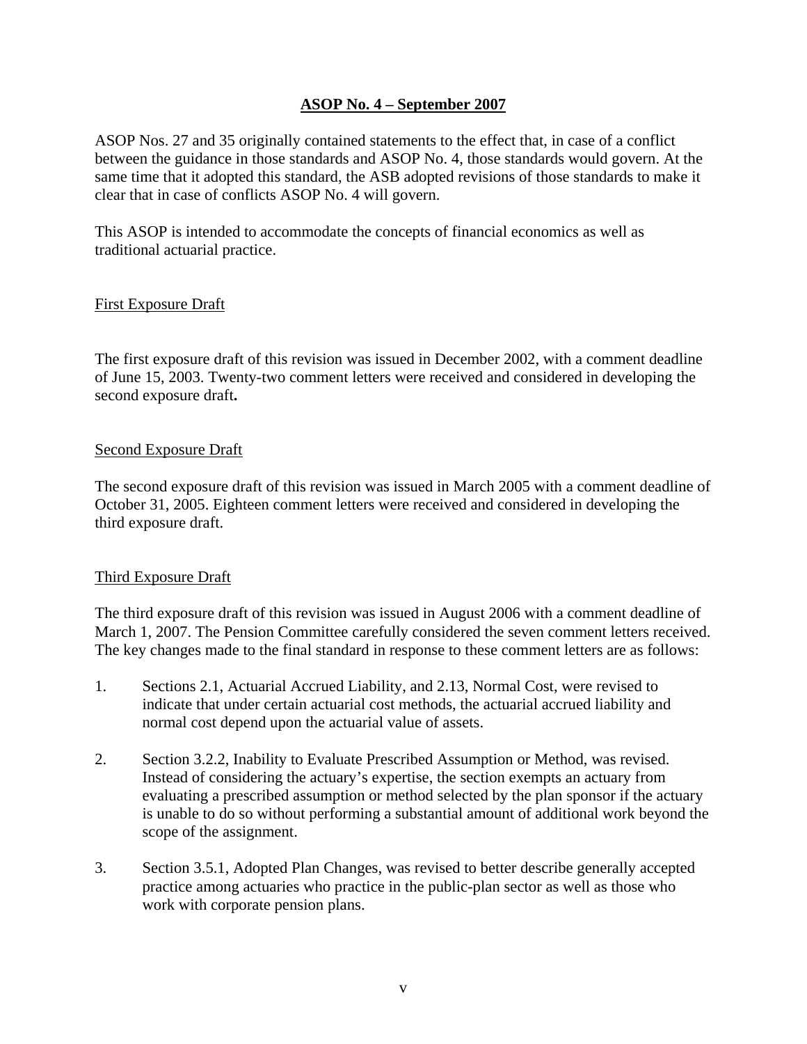## ASOP No. 4 – September 2007

ASOP Nos. 27 and 35 originally contained statements to the effect that, in case of a conflict between the guidance in those standards and ASOP No. 4, those standards would govern. At the same time that it adopted this standard, the ASB adopted revisions of those standards to make it clear that in case of conflicts ASOP No. 4 will govern.

This ASOP is intended to accommodate the concepts of financial economics as well as traditional actuarial practice.

### First Exposure Draft

The first exposure draft of this revision was issued in December 2002, with a comment deadline of June 15, 2003. Twenty-two comment letters were received and considered in developing the second exposure draft**.**

### Second Exposure Draft

The second exposure draft of this revision was issued in March 2005 with a comment deadline of October 31, 2005. Eighteen comment letters were received and considered in developing the third exposure draft.

### Third Exposure Draft

The third exposure draft of this revision was issued in August 2006 with a comment deadline of March 1, 2007. The Pension Committee carefully considered the seven comment letters received. The key changes made to the final standard in response to these comment letters are as follows:

1. Sections 2.1, Actuarial Accrued Liability, and 2.13, Normal Cost, were revised to indicate that under certain actuarial cost methods, the actuarial accrued liability and normal cost depend upon the actuarial value of assets.

2. Section 3.2.2, Inability to Evaluate Prescribed Assumption or Method, was revised. Instead of considering the actuary's expertise, the section exempts an actuary from evaluating a prescribed assumption or method selected by the plan sponsor if the actuary is unable to do so without performing a substantial amount of additional work beyond the scope of the assignment.

3. Section 3.5.1, Adopted Plan Changes, was revised to better describe generally accepted practice among actuaries who practice in the public-plan sector as well as those who work with corporate pension plans.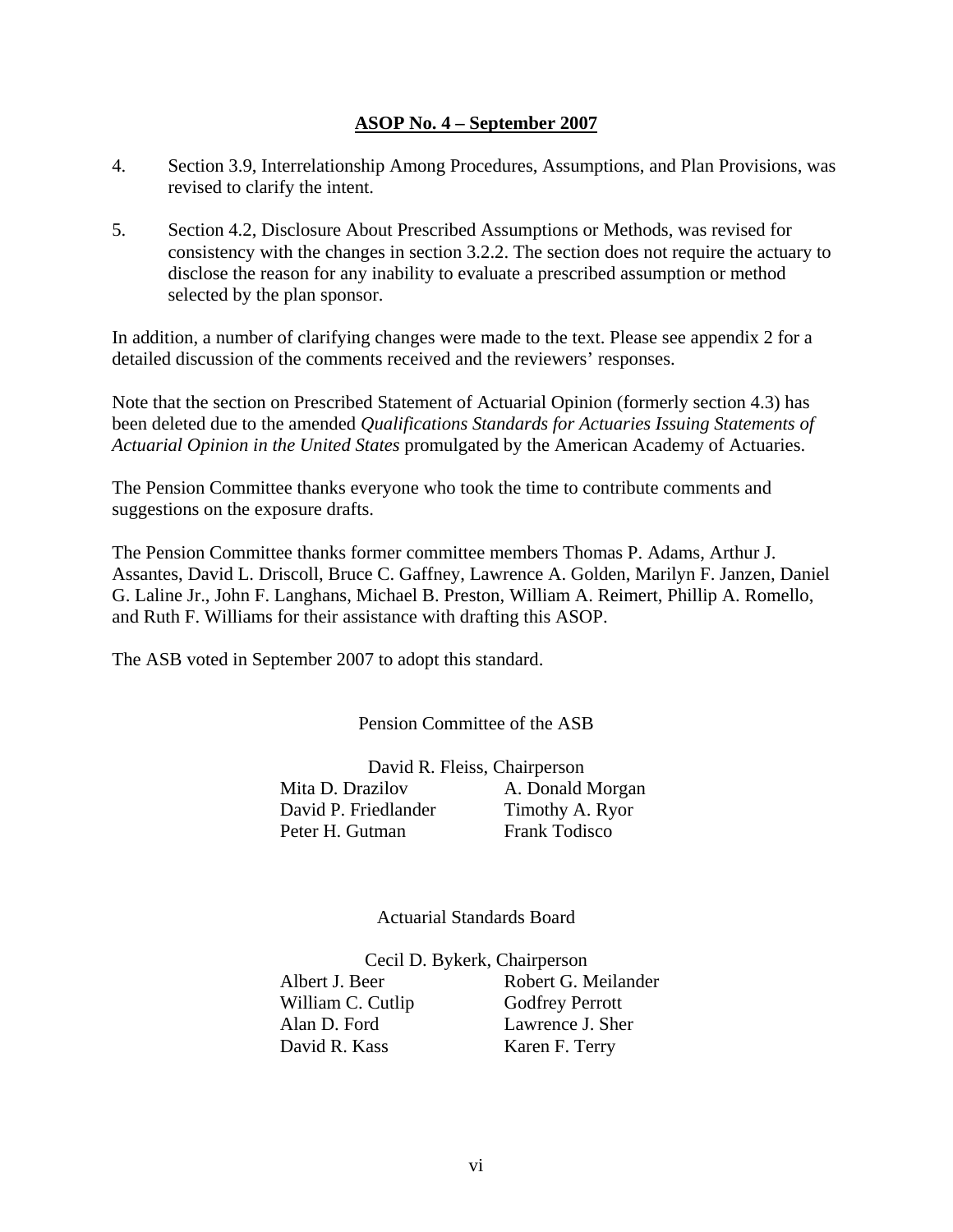4. Section 3.9, Interrelationship Among Procedures, Assumptions, and Plan Provisions, was revised to clarify the intent.

5. Section 4.2, Disclosure About Prescribed Assumptions or Methods, was revised for consistency with the changes in section 3.2.2. The section does not require the actuary to disclose the reason for any inability to evaluate a prescribed assumption or method selected by the plan sponsor.

In addition, a number of clarifying changes were made to the text. Please see appendix 2 for a detailed discussion of the comments received and the reviewers' responses.

Note that the section on Prescribed Statement of Actuarial Opinion (formerly section 4.3) has been deleted due to the amended *Qualifications Standards for Actuaries Issuing Statements of Actuarial Opinion in the United States* promulgated by the American Academy of Actuaries.

The Pension Committee thanks everyone who took the time to contribute comments and suggestions on the exposure drafts.

The Pension Committee thanks former committee members Thomas P. Adams, Arthur J. Assantes, David L. Driscoll, Bruce C. Gaffney, Lawrence A. Golden, Marilyn F. Janzen, Daniel G. Laline Jr., John F. Langhans, Michael B. Preston, William A. Reimert, Phillip A. Romello, and Ruth F. Williams for their assistance with drafting this ASOP.

The ASB voted in September 2007 to adopt this standard.

Pension Committee of the ASB

David R. Fleiss, Chairperson

| | |
|---|---|
| Mita D. Drazilov | A. Donald Morgan |
| David P. Friedlander | Timothy A. Ryor |
| Peter H. Gutman | Frank Todisco |

Actuarial Standards Board

Cecil D. Bykerk, Chairperson

| | |
|---|---|
| Albert J. Beer | Robert G. Meilander |
| William C. Cutlip | Godfrey Perrott |
| Alan D. Ford | Lawrence J. Sher |
| David R. Kass | Karen F. Terry |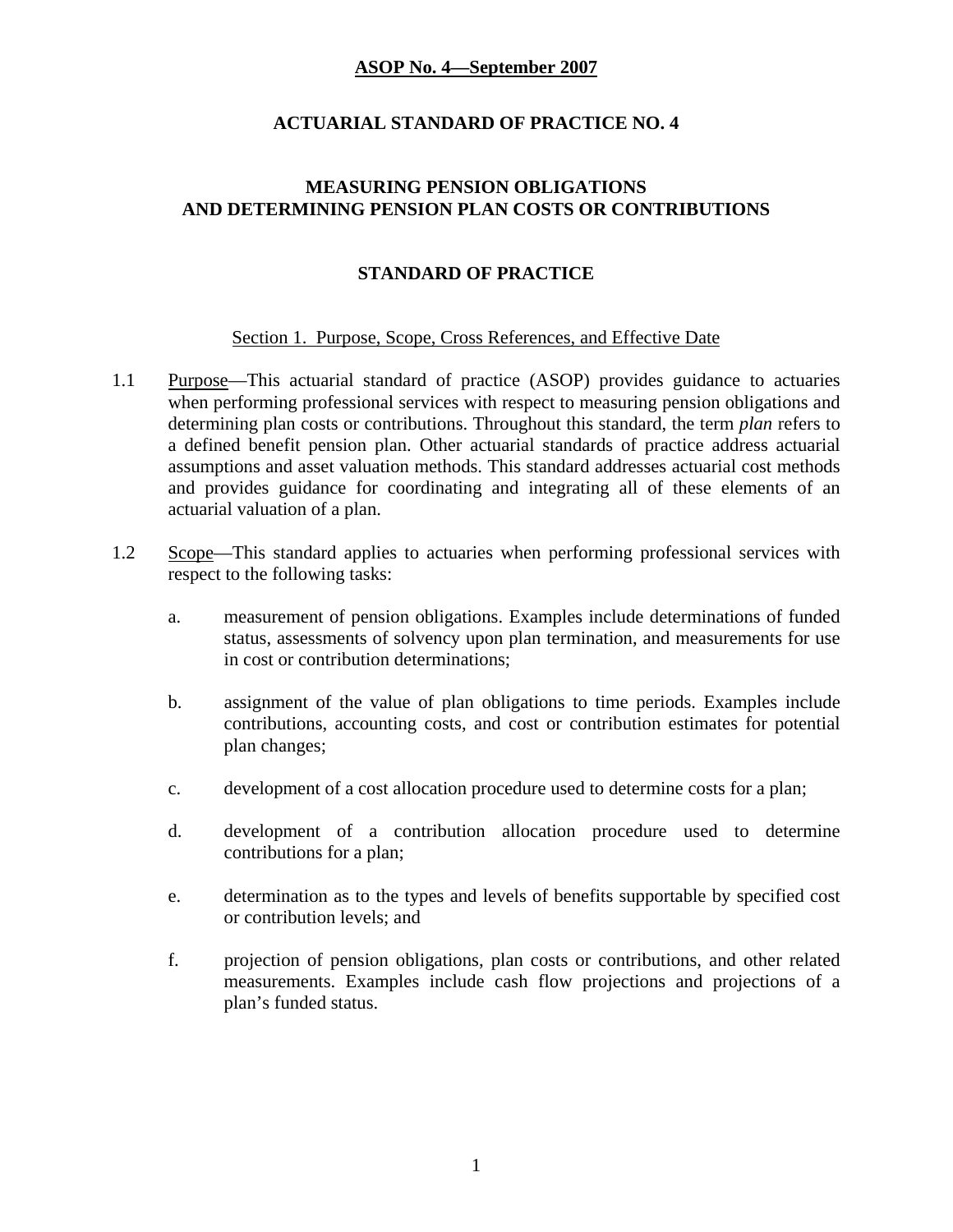**ASOP No. 4—September 2007**

# ACTUARIAL STANDARD OF PRACTICE NO. 4

## MEASURING PENSION OBLIGATIONS AND DETERMINING PENSION PLAN COSTS OR CONTRIBUTIONS

## STANDARD OF PRACTICE

### Section 1. Purpose, Scope, Cross References, and Effective Date

1.1 Purpose—This actuarial standard of practice (ASOP) provides guidance to actuaries when performing professional services with respect to measuring pension obligations and determining plan costs or contributions. Throughout this standard, the term *plan* refers to a defined benefit pension plan. Other actuarial standards of practice address actuarial assumptions and asset valuation methods. This standard addresses actuarial cost methods and provides guidance for coordinating and integrating all of these elements of an actuarial valuation of a plan.

1.2 Scope—This standard applies to actuaries when performing professional services with respect to the following tasks:

a. measurement of pension obligations. Examples include determinations of funded status, assessments of solvency upon plan termination, and measurements for use in cost or contribution determinations;

b. assignment of the value of plan obligations to time periods. Examples include contributions, accounting costs, and cost or contribution estimates for potential plan changes;

c. development of a cost allocation procedure used to determine costs for a plan;

d. development of a contribution allocation procedure used to determine contributions for a plan;

e. determination as to the types and levels of benefits supportable by specified cost or contribution levels; and

f. projection of pension obligations, plan costs or contributions, and other related measurements. Examples include cash flow projections and projections of a plan's funded status.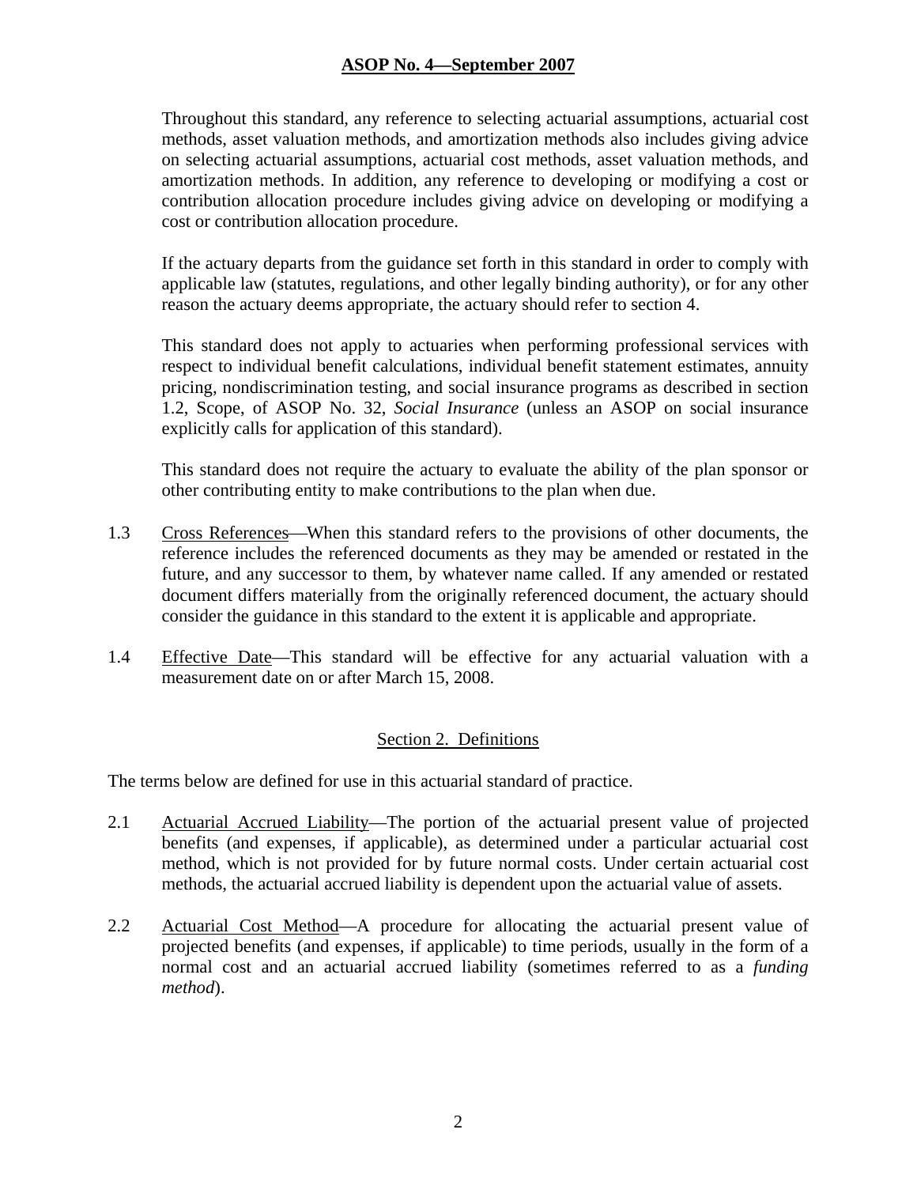Throughout this standard, any reference to selecting actuarial assumptions, actuarial cost methods, asset valuation methods, and amortization methods also includes giving advice on selecting actuarial assumptions, actuarial cost methods, asset valuation methods, and amortization methods. In addition, any reference to developing or modifying a cost or contribution allocation procedure includes giving advice on developing or modifying a cost or contribution allocation procedure.

If the actuary departs from the guidance set forth in this standard in order to comply with applicable law (statutes, regulations, and other legally binding authority), or for any other reason the actuary deems appropriate, the actuary should refer to section 4.

This standard does not apply to actuaries when performing professional services with respect to individual benefit calculations, individual benefit statement estimates, annuity pricing, nondiscrimination testing, and social insurance programs as described in section 1.2, Scope, of ASOP No. 32, *Social Insurance* (unless an ASOP on social insurance explicitly calls for application of this standard).

This standard does not require the actuary to evaluate the ability of the plan sponsor or other contributing entity to make contributions to the plan when due.

1.3 Cross References—When this standard refers to the provisions of other documents, the reference includes the referenced documents as they may be amended or restated in the future, and any successor to them, by whatever name called. If any amended or restated document differs materially from the originally referenced document, the actuary should consider the guidance in this standard to the extent it is applicable and appropriate.

1.4 Effective Date—This standard will be effective for any actuarial valuation with a measurement date on or after March 15, 2008.

## Section 2. Definitions

The terms below are defined for use in this actuarial standard of practice.

2.1 Actuarial Accrued Liability—The portion of the actuarial present value of projected benefits (and expenses, if applicable), as determined under a particular actuarial cost method, which is not provided for by future normal costs. Under certain actuarial cost methods, the actuarial accrued liability is dependent upon the actuarial value of assets.

2.2 Actuarial Cost Method—A procedure for allocating the actuarial present value of projected benefits (and expenses, if applicable) to time periods, usually in the form of a normal cost and an actuarial accrued liability (sometimes referred to as a *funding method*).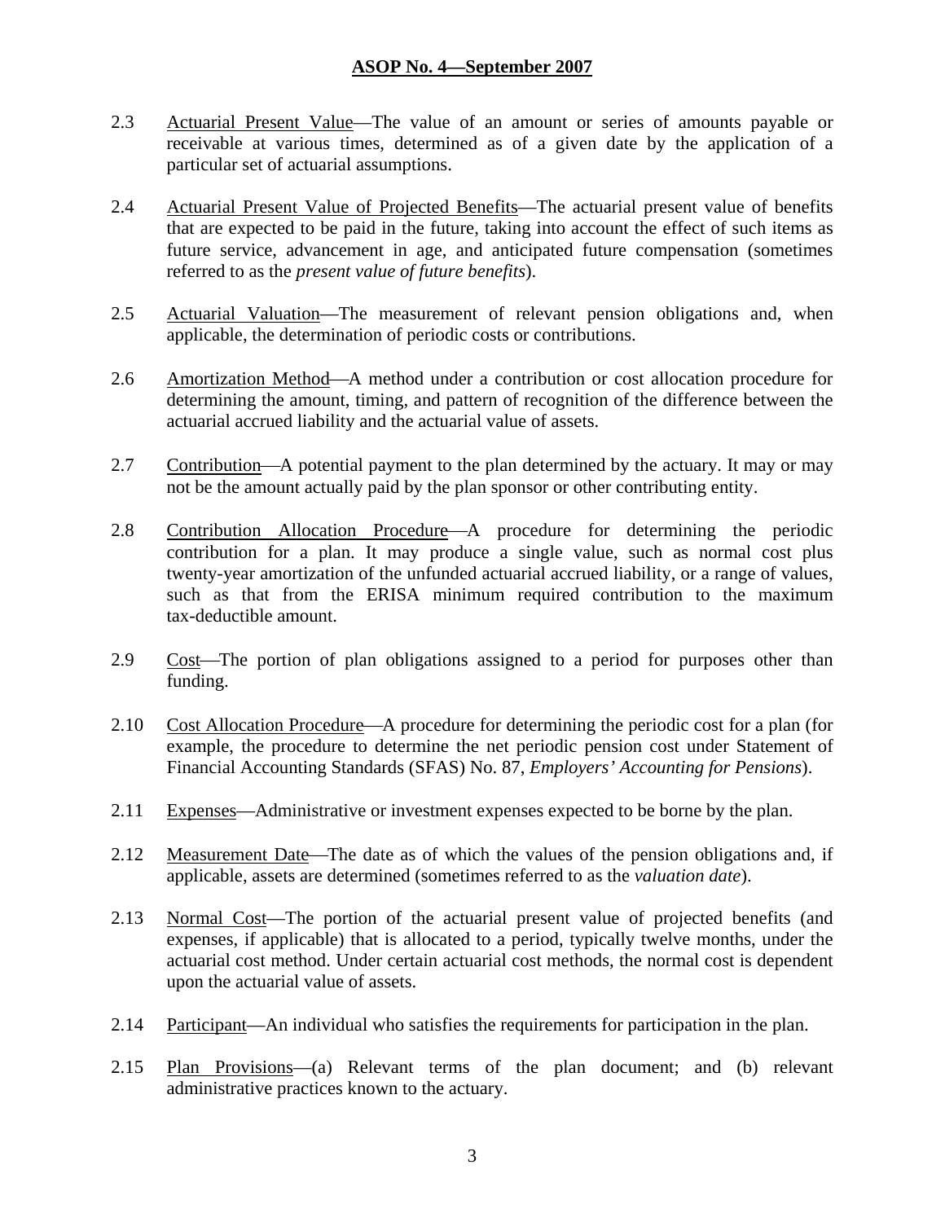2.3 Actuarial Present Value—The value of an amount or series of amounts payable or receivable at various times, determined as of a given date by the application of a particular set of actuarial assumptions.

2.4 Actuarial Present Value of Projected Benefits—The actuarial present value of benefits that are expected to be paid in the future, taking into account the effect of such items as future service, advancement in age, and anticipated future compensation (sometimes referred to as the *present value of future benefits*).

2.5 Actuarial Valuation—The measurement of relevant pension obligations and, when applicable, the determination of periodic costs or contributions.

2.6 Amortization Method—A method under a contribution or cost allocation procedure for determining the amount, timing, and pattern of recognition of the difference between the actuarial accrued liability and the actuarial value of assets.

2.7 Contribution—A potential payment to the plan determined by the actuary. It may or may not be the amount actually paid by the plan sponsor or other contributing entity.

2.8 Contribution Allocation Procedure—A procedure for determining the periodic contribution for a plan. It may produce a single value, such as normal cost plus twenty-year amortization of the unfunded actuarial accrued liability, or a range of values, such as that from the ERISA minimum required contribution to the maximum tax-deductible amount.

2.9 Cost—The portion of plan obligations assigned to a period for purposes other than funding.

2.10 Cost Allocation Procedure—A procedure for determining the periodic cost for a plan (for example, the procedure to determine the net periodic pension cost under Statement of Financial Accounting Standards (SFAS) No. 87, *Employers' Accounting for Pensions*).

2.11 Expenses—Administrative or investment expenses expected to be borne by the plan.

2.12 Measurement Date—The date as of which the values of the pension obligations and, if applicable, assets are determined (sometimes referred to as the *valuation date*).

2.13 Normal Cost—The portion of the actuarial present value of projected benefits (and expenses, if applicable) that is allocated to a period, typically twelve months, under the actuarial cost method. Under certain actuarial cost methods, the normal cost is dependent upon the actuarial value of assets.

2.14 Participant—An individual who satisfies the requirements for participation in the plan.

2.15 Plan Provisions—(a) Relevant terms of the plan document; and (b) relevant administrative practices known to the actuary.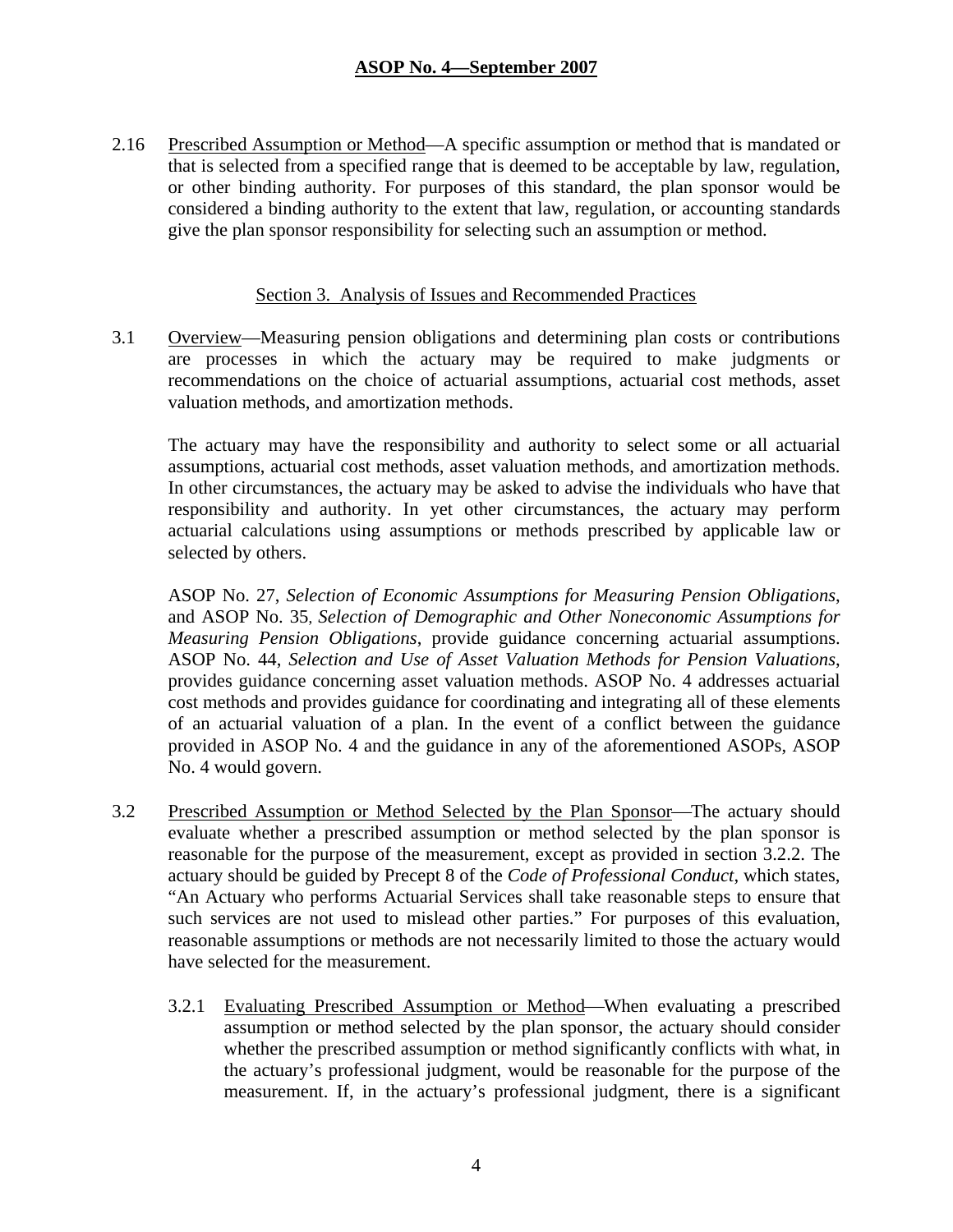2.16 Prescribed Assumption or Method—A specific assumption or method that is mandated or that is selected from a specified range that is deemed to be acceptable by law, regulation, or other binding authority. For purposes of this standard, the plan sponsor would be considered a binding authority to the extent that law, regulation, or accounting standards give the plan sponsor responsibility for selecting such an assumption or method.

## Section 3. Analysis of Issues and Recommended Practices

3.1 Overview—Measuring pension obligations and determining plan costs or contributions are processes in which the actuary may be required to make judgments or recommendations on the choice of actuarial assumptions, actuarial cost methods, asset valuation methods, and amortization methods.

The actuary may have the responsibility and authority to select some or all actuarial assumptions, actuarial cost methods, asset valuation methods, and amortization methods. In other circumstances, the actuary may be asked to advise the individuals who have that responsibility and authority. In yet other circumstances, the actuary may perform actuarial calculations using assumptions or methods prescribed by applicable law or selected by others.

ASOP No. 27, *Selection of Economic Assumptions for Measuring Pension Obligations*, and ASOP No. 35, *Selection of Demographic and Other Noneconomic Assumptions for Measuring Pension Obligations*, provide guidance concerning actuarial assumptions. ASOP No. 44, *Selection and Use of Asset Valuation Methods for Pension Valuations*, provides guidance concerning asset valuation methods. ASOP No. 4 addresses actuarial cost methods and provides guidance for coordinating and integrating all of these elements of an actuarial valuation of a plan. In the event of a conflict between the guidance provided in ASOP No. 4 and the guidance in any of the aforementioned ASOPs, ASOP No. 4 would govern.

3.2 Prescribed Assumption or Method Selected by the Plan Sponsor—The actuary should evaluate whether a prescribed assumption or method selected by the plan sponsor is reasonable for the purpose of the measurement, except as provided in section 3.2.2. The actuary should be guided by Precept 8 of the *Code of Professional Conduct*, which states, "An Actuary who performs Actuarial Services shall take reasonable steps to ensure that such services are not used to mislead other parties." For purposes of this evaluation, reasonable assumptions or methods are not necessarily limited to those the actuary would have selected for the measurement.

3.2.1 Evaluating Prescribed Assumption or Method—When evaluating a prescribed assumption or method selected by the plan sponsor, the actuary should consider whether the prescribed assumption or method significantly conflicts with what, in the actuary's professional judgment, would be reasonable for the purpose of the measurement. If, in the actuary's professional judgment, there is a significant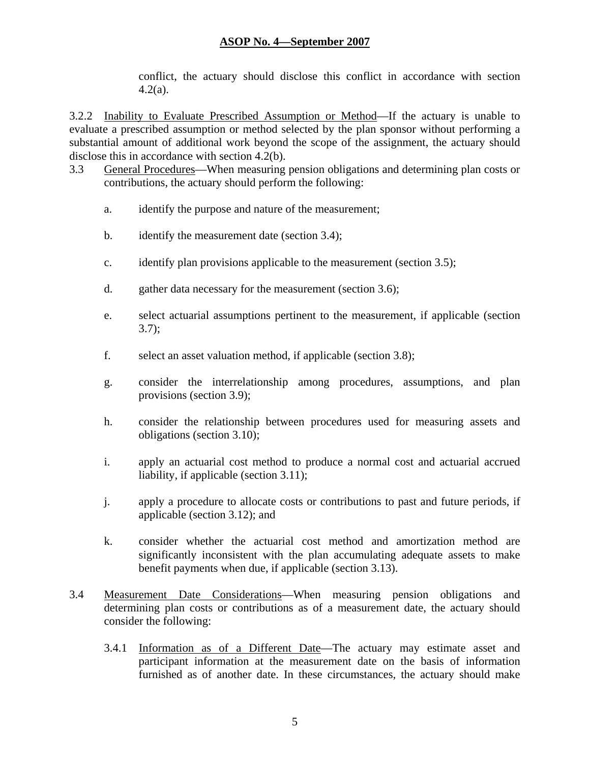conflict, the actuary should disclose this conflict in accordance with section 4.2(a).

3.2.2 Inability to Evaluate Prescribed Assumption or Method—If the actuary is unable to evaluate a prescribed assumption or method selected by the plan sponsor without performing a substantial amount of additional work beyond the scope of the assignment, the actuary should disclose this in accordance with section 4.2(b).

3.3 General Procedures—When measuring pension obligations and determining plan costs or contributions, the actuary should perform the following:

a. identify the purpose and nature of the measurement;

b. identify the measurement date (section 3.4);

c. identify plan provisions applicable to the measurement (section 3.5);

d. gather data necessary for the measurement (section 3.6);

e. select actuarial assumptions pertinent to the measurement, if applicable (section 3.7);

f. select an asset valuation method, if applicable (section 3.8);

g. consider the interrelationship among procedures, assumptions, and plan provisions (section 3.9);

h. consider the relationship between procedures used for measuring assets and obligations (section 3.10);

i. apply an actuarial cost method to produce a normal cost and actuarial accrued liability, if applicable (section 3.11);

j. apply a procedure to allocate costs or contributions to past and future periods, if applicable (section 3.12); and

k. consider whether the actuarial cost method and amortization method are significantly inconsistent with the plan accumulating adequate assets to make benefit payments when due, if applicable (section 3.13).

3.4 Measurement Date Considerations—When measuring pension obligations and determining plan costs or contributions as of a measurement date, the actuary should consider the following:

3.4.1 Information as of a Different Date—The actuary may estimate asset and participant information at the measurement date on the basis of information furnished as of another date. In these circumstances, the actuary should make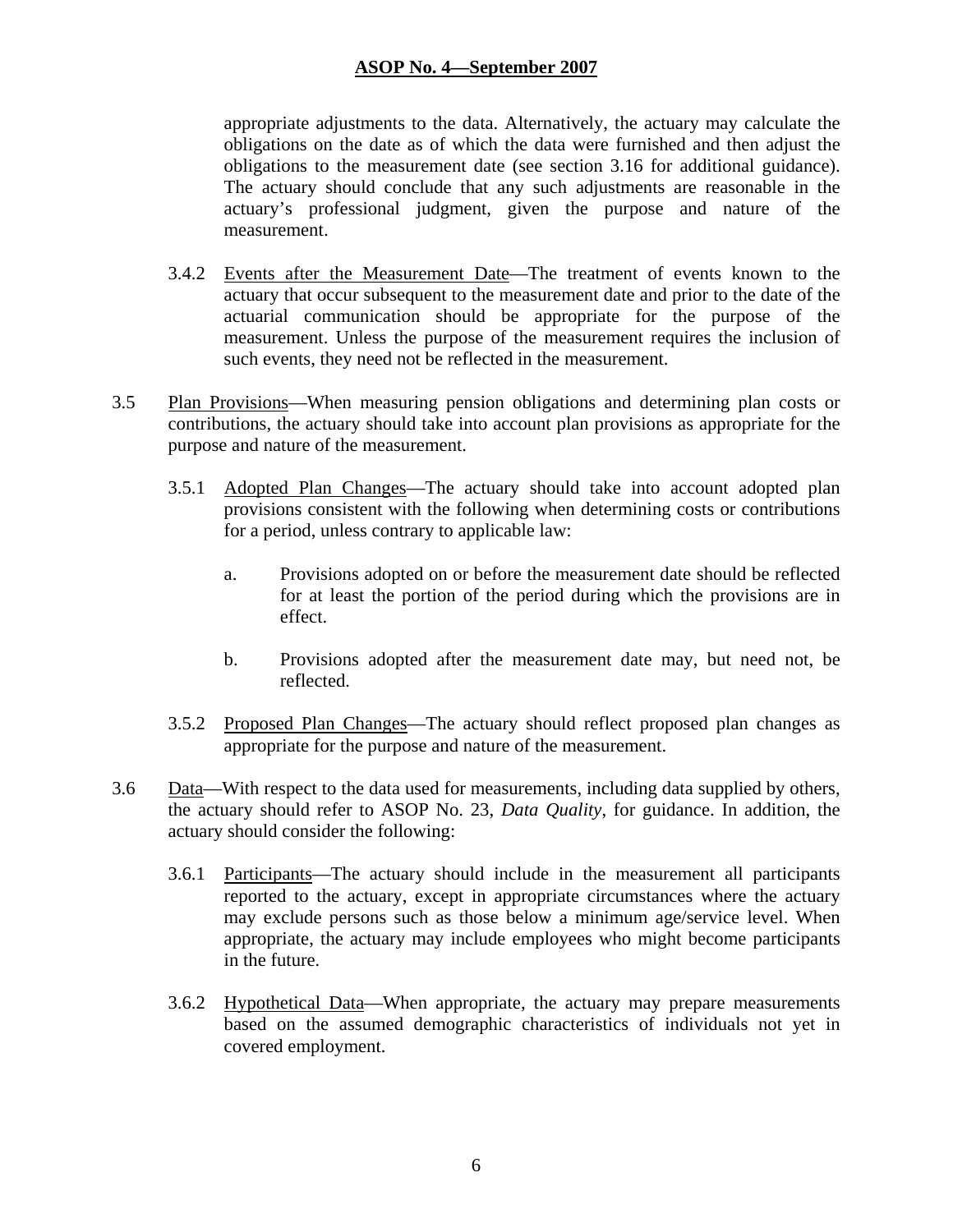appropriate adjustments to the data. Alternatively, the actuary may calculate the obligations on the date as of which the data were furnished and then adjust the obligations to the measurement date (see section 3.16 for additional guidance). The actuary should conclude that any such adjustments are reasonable in the actuary's professional judgment, given the purpose and nature of the measurement.

3.4.2 Events after the Measurement Date—The treatment of events known to the actuary that occur subsequent to the measurement date and prior to the date of the actuarial communication should be appropriate for the purpose of the measurement. Unless the purpose of the measurement requires the inclusion of such events, they need not be reflected in the measurement.

3.5 Plan Provisions—When measuring pension obligations and determining plan costs or contributions, the actuary should take into account plan provisions as appropriate for the purpose and nature of the measurement.

3.5.1 Adopted Plan Changes—The actuary should take into account adopted plan provisions consistent with the following when determining costs or contributions for a period, unless contrary to applicable law:

a. Provisions adopted on or before the measurement date should be reflected for at least the portion of the period during which the provisions are in effect.

b. Provisions adopted after the measurement date may, but need not, be reflected.

3.5.2 Proposed Plan Changes—The actuary should reflect proposed plan changes as appropriate for the purpose and nature of the measurement.

3.6 Data—With respect to the data used for measurements, including data supplied by others, the actuary should refer to ASOP No. 23, *Data Quality*, for guidance. In addition, the actuary should consider the following:

3.6.1 Participants—The actuary should include in the measurement all participants reported to the actuary, except in appropriate circumstances where the actuary may exclude persons such as those below a minimum age/service level. When appropriate, the actuary may include employees who might become participants in the future.

3.6.2 Hypothetical Data—When appropriate, the actuary may prepare measurements based on the assumed demographic characteristics of individuals not yet in covered employment.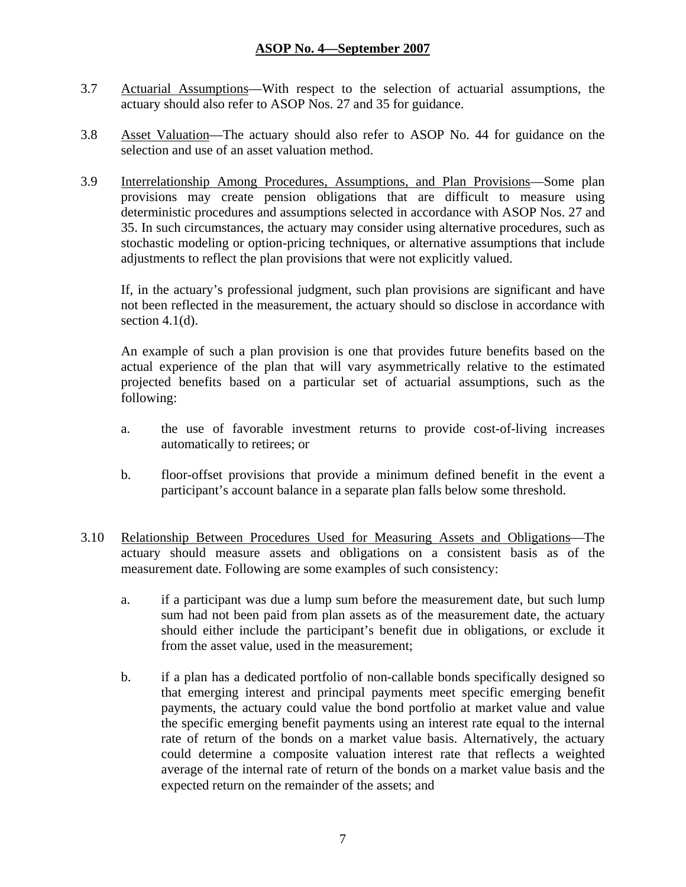3.7 Actuarial Assumptions—With respect to the selection of actuarial assumptions, the actuary should also refer to ASOP Nos. 27 and 35 for guidance.

3.8 Asset Valuation—The actuary should also refer to ASOP No. 44 for guidance on the selection and use of an asset valuation method.

3.9 Interrelationship Among Procedures, Assumptions, and Plan Provisions—Some plan provisions may create pension obligations that are difficult to measure using deterministic procedures and assumptions selected in accordance with ASOP Nos. 27 and 35. In such circumstances, the actuary may consider using alternative procedures, such as stochastic modeling or option-pricing techniques, or alternative assumptions that include adjustments to reflect the plan provisions that were not explicitly valued.

If, in the actuary's professional judgment, such plan provisions are significant and have not been reflected in the measurement, the actuary should so disclose in accordance with section 4.1(d).

An example of such a plan provision is one that provides future benefits based on the actual experience of the plan that will vary asymmetrically relative to the estimated projected benefits based on a particular set of actuarial assumptions, such as the following:

a. the use of favorable investment returns to provide cost-of-living increases automatically to retirees; or

b. floor-offset provisions that provide a minimum defined benefit in the event a participant's account balance in a separate plan falls below some threshold.

3.10 Relationship Between Procedures Used for Measuring Assets and Obligations—The actuary should measure assets and obligations on a consistent basis as of the measurement date. Following are some examples of such consistency:

a. if a participant was due a lump sum before the measurement date, but such lump sum had not been paid from plan assets as of the measurement date, the actuary should either include the participant's benefit due in obligations, or exclude it from the asset value, used in the measurement;

b. if a plan has a dedicated portfolio of non-callable bonds specifically designed so that emerging interest and principal payments meet specific emerging benefit payments, the actuary could value the bond portfolio at market value and value the specific emerging benefit payments using an interest rate equal to the internal rate of return of the bonds on a market value basis. Alternatively, the actuary could determine a composite valuation interest rate that reflects a weighted average of the internal rate of return of the bonds on a market value basis and the expected return on the remainder of the assets; and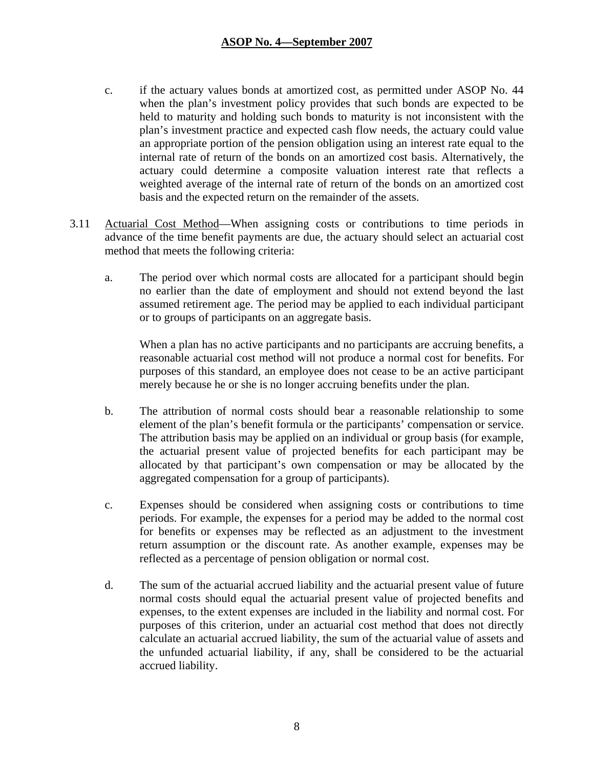c. if the actuary values bonds at amortized cost, as permitted under ASOP No. 44 when the plan's investment policy provides that such bonds are expected to be held to maturity and holding such bonds to maturity is not inconsistent with the plan's investment practice and expected cash flow needs, the actuary could value an appropriate portion of the pension obligation using an interest rate equal to the internal rate of return of the bonds on an amortized cost basis. Alternatively, the actuary could determine a composite valuation interest rate that reflects a weighted average of the internal rate of return of the bonds on an amortized cost basis and the expected return on the remainder of the assets.

3.11 Actuarial Cost Method—When assigning costs or contributions to time periods in advance of the time benefit payments are due, the actuary should select an actuarial cost method that meets the following criteria:

a. The period over which normal costs are allocated for a participant should begin no earlier than the date of employment and should not extend beyond the last assumed retirement age. The period may be applied to each individual participant or to groups of participants on an aggregate basis.

   When a plan has no active participants and no participants are accruing benefits, a reasonable actuarial cost method will not produce a normal cost for benefits. For purposes of this standard, an employee does not cease to be an active participant merely because he or she is no longer accruing benefits under the plan.

b. The attribution of normal costs should bear a reasonable relationship to some element of the plan's benefit formula or the participants' compensation or service. The attribution basis may be applied on an individual or group basis (for example, the actuarial present value of projected benefits for each participant may be allocated by that participant's own compensation or may be allocated by the aggregated compensation for a group of participants).

c. Expenses should be considered when assigning costs or contributions to time periods. For example, the expenses for a period may be added to the normal cost for benefits or expenses may be reflected as an adjustment to the investment return assumption or the discount rate. As another example, expenses may be reflected as a percentage of pension obligation or normal cost.

d. The sum of the actuarial accrued liability and the actuarial present value of future normal costs should equal the actuarial present value of projected benefits and expenses, to the extent expenses are included in the liability and normal cost. For purposes of this criterion, under an actuarial cost method that does not directly calculate an actuarial accrued liability, the sum of the actuarial value of assets and the unfunded actuarial liability, if any, shall be considered to be the actuarial accrued liability.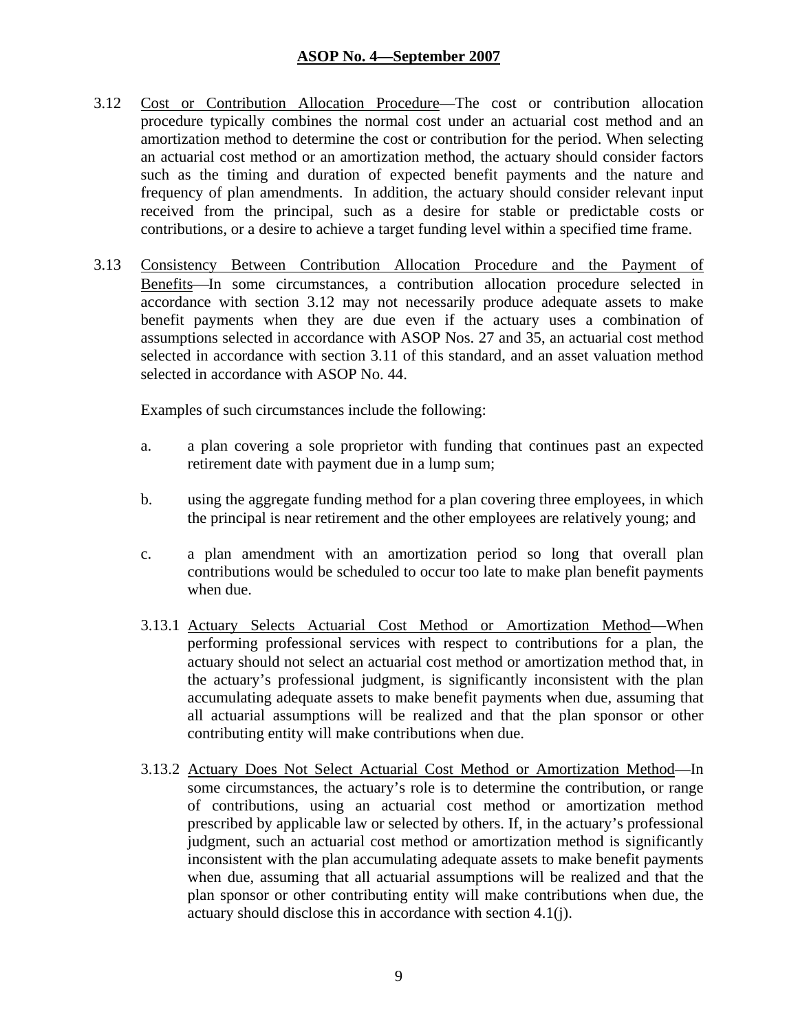3.12 Cost or Contribution Allocation Procedure—The cost or contribution allocation procedure typically combines the normal cost under an actuarial cost method and an amortization method to determine the cost or contribution for the period. When selecting an actuarial cost method or an amortization method, the actuary should consider factors such as the timing and duration of expected benefit payments and the nature and frequency of plan amendments. In addition, the actuary should consider relevant input received from the principal, such as a desire for stable or predictable costs or contributions, or a desire to achieve a target funding level within a specified time frame.

3.13 Consistency Between Contribution Allocation Procedure and the Payment of Benefits—In some circumstances, a contribution allocation procedure selected in accordance with section 3.12 may not necessarily produce adequate assets to make benefit payments when they are due even if the actuary uses a combination of assumptions selected in accordance with ASOP Nos. 27 and 35, an actuarial cost method selected in accordance with section 3.11 of this standard, and an asset valuation method selected in accordance with ASOP No. 44.

Examples of such circumstances include the following:

a. a plan covering a sole proprietor with funding that continues past an expected retirement date with payment due in a lump sum;

b. using the aggregate funding method for a plan covering three employees, in which the principal is near retirement and the other employees are relatively young; and

c. a plan amendment with an amortization period so long that overall plan contributions would be scheduled to occur too late to make plan benefit payments when due.

3.13.1 Actuary Selects Actuarial Cost Method or Amortization Method—When performing professional services with respect to contributions for a plan, the actuary should not select an actuarial cost method or amortization method that, in the actuary's professional judgment, is significantly inconsistent with the plan accumulating adequate assets to make benefit payments when due, assuming that all actuarial assumptions will be realized and that the plan sponsor or other contributing entity will make contributions when due.

3.13.2 Actuary Does Not Select Actuarial Cost Method or Amortization Method—In some circumstances, the actuary's role is to determine the contribution, or range of contributions, using an actuarial cost method or amortization method prescribed by applicable law or selected by others. If, in the actuary's professional judgment, such an actuarial cost method or amortization method is significantly inconsistent with the plan accumulating adequate assets to make benefit payments when due, assuming that all actuarial assumptions will be realized and that the plan sponsor or other contributing entity will make contributions when due, the actuary should disclose this in accordance with section 4.1(j).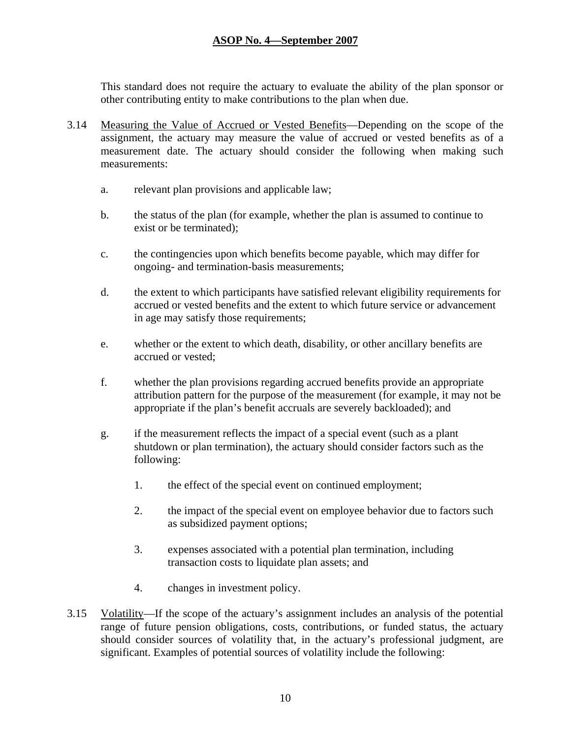This standard does not require the actuary to evaluate the ability of the plan sponsor or other contributing entity to make contributions to the plan when due.

3.14 Measuring the Value of Accrued or Vested Benefits—Depending on the scope of the assignment, the actuary may measure the value of accrued or vested benefits as of a measurement date. The actuary should consider the following when making such measurements:

a. relevant plan provisions and applicable law;

b. the status of the plan (for example, whether the plan is assumed to continue to exist or be terminated);

c. the contingencies upon which benefits become payable, which may differ for ongoing- and termination-basis measurements;

d. the extent to which participants have satisfied relevant eligibility requirements for accrued or vested benefits and the extent to which future service or advancement in age may satisfy those requirements;

e. whether or the extent to which death, disability, or other ancillary benefits are accrued or vested;

f. whether the plan provisions regarding accrued benefits provide an appropriate attribution pattern for the purpose of the measurement (for example, it may not be appropriate if the plan's benefit accruals are severely backloaded); and

g. if the measurement reflects the impact of a special event (such as a plant shutdown or plan termination), the actuary should consider factors such as the following:

   1. the effect of the special event on continued employment;

   2. the impact of the special event on employee behavior due to factors such as subsidized payment options;

   3. expenses associated with a potential plan termination, including transaction costs to liquidate plan assets; and

   4. changes in investment policy.

3.15 Volatility—If the scope of the actuary's assignment includes an analysis of the potential range of future pension obligations, costs, contributions, or funded status, the actuary should consider sources of volatility that, in the actuary's professional judgment, are significant. Examples of potential sources of volatility include the following: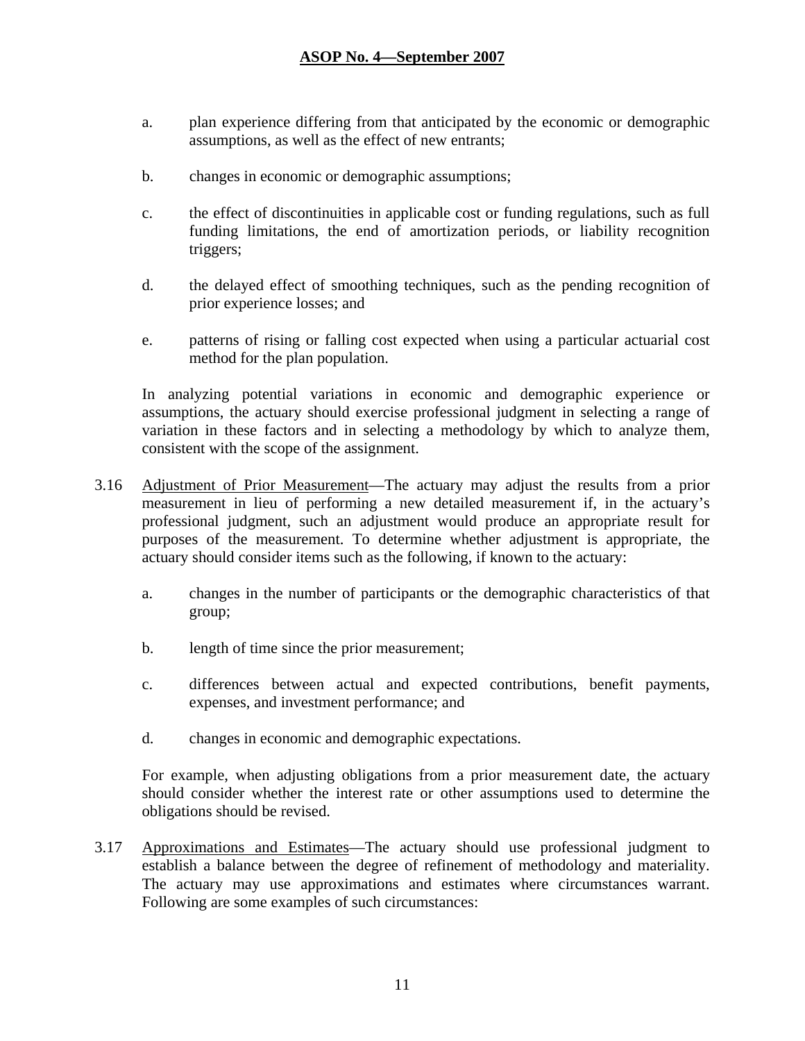a. plan experience differing from that anticipated by the economic or demographic assumptions, as well as the effect of new entrants;

b. changes in economic or demographic assumptions;

c. the effect of discontinuities in applicable cost or funding regulations, such as full funding limitations, the end of amortization periods, or liability recognition triggers;

d. the delayed effect of smoothing techniques, such as the pending recognition of prior experience losses; and

e. patterns of rising or falling cost expected when using a particular actuarial cost method for the plan population.

In analyzing potential variations in economic and demographic experience or assumptions, the actuary should exercise professional judgment in selecting a range of variation in these factors and in selecting a methodology by which to analyze them, consistent with the scope of the assignment.

3.16 Adjustment of Prior Measurement—The actuary may adjust the results from a prior measurement in lieu of performing a new detailed measurement if, in the actuary's professional judgment, such an adjustment would produce an appropriate result for purposes of the measurement. To determine whether adjustment is appropriate, the actuary should consider items such as the following, if known to the actuary:

a. changes in the number of participants or the demographic characteristics of that group;

b. length of time since the prior measurement;

c. differences between actual and expected contributions, benefit payments, expenses, and investment performance; and

d. changes in economic and demographic expectations.

For example, when adjusting obligations from a prior measurement date, the actuary should consider whether the interest rate or other assumptions used to determine the obligations should be revised.

3.17 Approximations and Estimates—The actuary should use professional judgment to establish a balance between the degree of refinement of methodology and materiality. The actuary may use approximations and estimates where circumstances warrant. Following are some examples of such circumstances: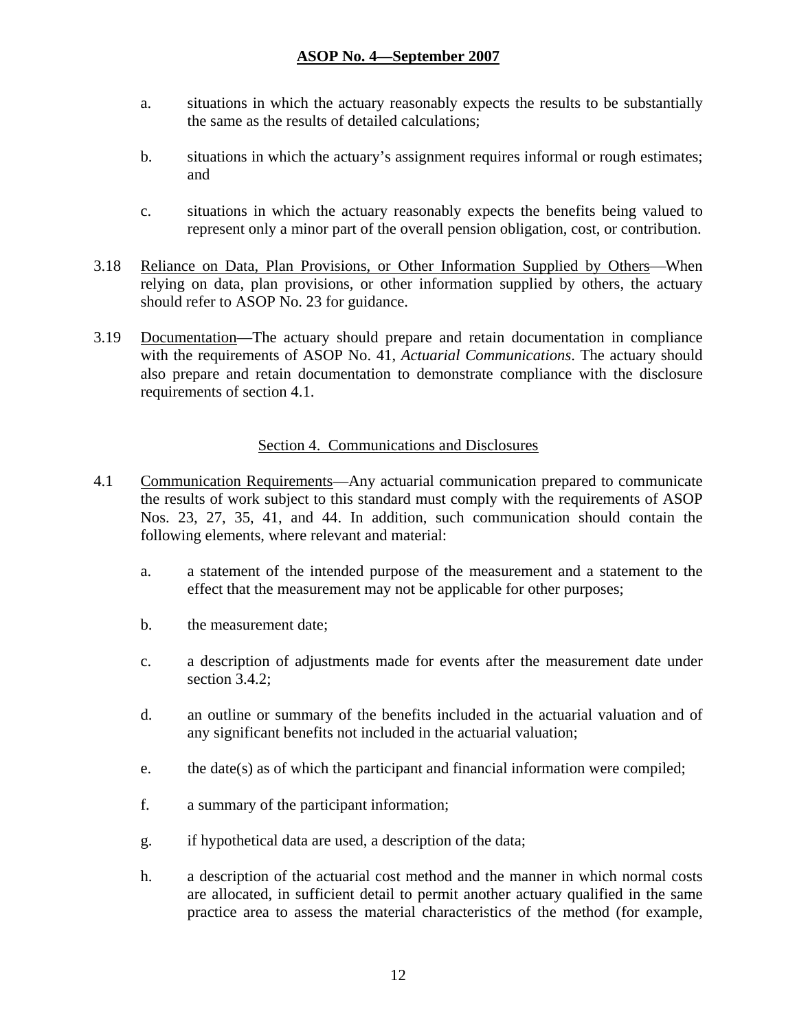a. situations in which the actuary reasonably expects the results to be substantially the same as the results of detailed calculations;

b. situations in which the actuary's assignment requires informal or rough estimates; and

c. situations in which the actuary reasonably expects the benefits being valued to represent only a minor part of the overall pension obligation, cost, or contribution.

3.18 Reliance on Data, Plan Provisions, or Other Information Supplied by Others—When relying on data, plan provisions, or other information supplied by others, the actuary should refer to ASOP No. 23 for guidance.

3.19 Documentation—The actuary should prepare and retain documentation in compliance with the requirements of ASOP No. 41, *Actuarial Communications*. The actuary should also prepare and retain documentation to demonstrate compliance with the disclosure requirements of section 4.1.

## Section 4. Communications and Disclosures

4.1 Communication Requirements—Any actuarial communication prepared to communicate the results of work subject to this standard must comply with the requirements of ASOP Nos. 23, 27, 35, 41, and 44. In addition, such communication should contain the following elements, where relevant and material:

a. a statement of the intended purpose of the measurement and a statement to the effect that the measurement may not be applicable for other purposes;

b. the measurement date;

c. a description of adjustments made for events after the measurement date under section 3.4.2;

d. an outline or summary of the benefits included in the actuarial valuation and of any significant benefits not included in the actuarial valuation;

e. the date(s) as of which the participant and financial information were compiled;

f. a summary of the participant information;

g. if hypothetical data are used, a description of the data;

h. a description of the actuarial cost method and the manner in which normal costs are allocated, in sufficient detail to permit another actuary qualified in the same practice area to assess the material characteristics of the method (for example,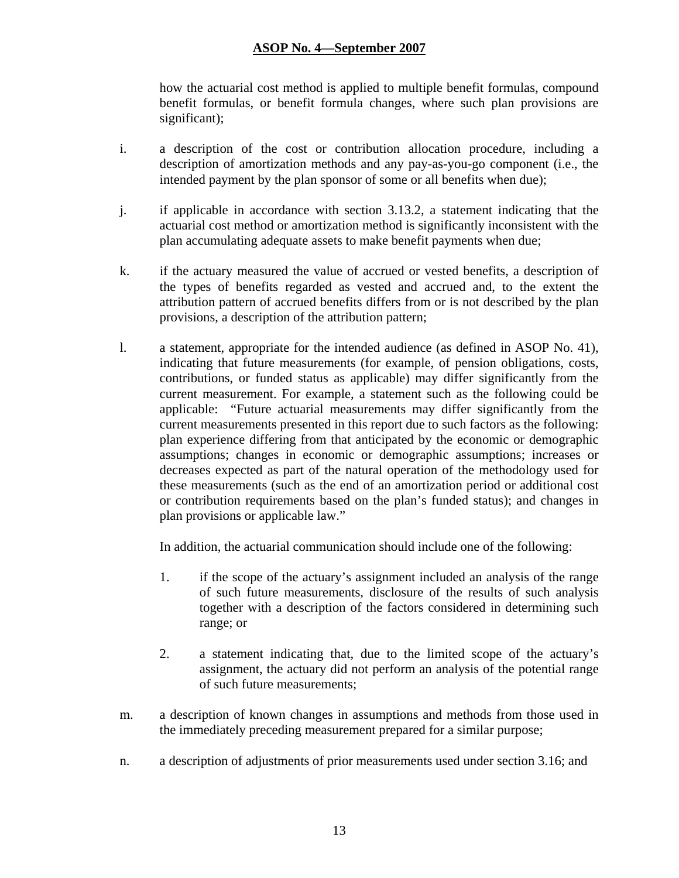how the actuarial cost method is applied to multiple benefit formulas, compound benefit formulas, or benefit formula changes, where such plan provisions are significant);

i. a description of the cost or contribution allocation procedure, including a description of amortization methods and any pay-as-you-go component (i.e., the intended payment by the plan sponsor of some or all benefits when due);

j. if applicable in accordance with section 3.13.2, a statement indicating that the actuarial cost method or amortization method is significantly inconsistent with the plan accumulating adequate assets to make benefit payments when due;

k. if the actuary measured the value of accrued or vested benefits, a description of the types of benefits regarded as vested and accrued and, to the extent the attribution pattern of accrued benefits differs from or is not described by the plan provisions, a description of the attribution pattern;

l. a statement, appropriate for the intended audience (as defined in ASOP No. 41), indicating that future measurements (for example, of pension obligations, costs, contributions, or funded status as applicable) may differ significantly from the current measurement. For example, a statement such as the following could be applicable: "Future actuarial measurements may differ significantly from the current measurements presented in this report due to such factors as the following: plan experience differing from that anticipated by the economic or demographic assumptions; changes in economic or demographic assumptions; increases or decreases expected as part of the natural operation of the methodology used for these measurements (such as the end of an amortization period or additional cost or contribution requirements based on the plan's funded status); and changes in plan provisions or applicable law."

   In addition, the actuarial communication should include one of the following:

   1. if the scope of the actuary's assignment included an analysis of the range of such future measurements, disclosure of the results of such analysis together with a description of the factors considered in determining such range; or

   2. a statement indicating that, due to the limited scope of the actuary's assignment, the actuary did not perform an analysis of the potential range of such future measurements;

m. a description of known changes in assumptions and methods from those used in the immediately preceding measurement prepared for a similar purpose;

n. a description of adjustments of prior measurements used under section 3.16; and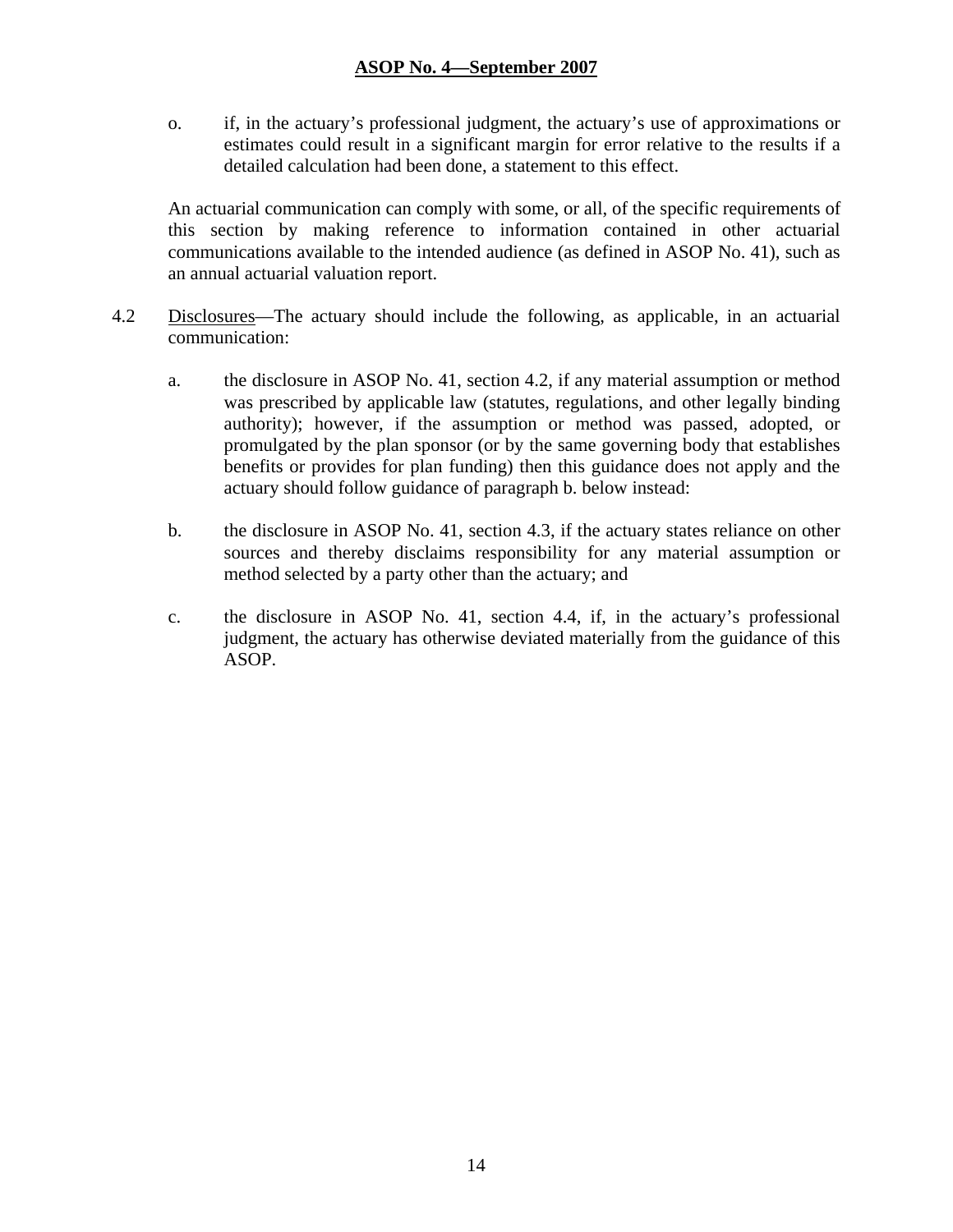o. if, in the actuary's professional judgment, the actuary's use of approximations or estimates could result in a significant margin for error relative to the results if a detailed calculation had been done, a statement to this effect.

An actuarial communication can comply with some, or all, of the specific requirements of this section by making reference to information contained in other actuarial communications available to the intended audience (as defined in ASOP No. 41), such as an annual actuarial valuation report.

4.2 Disclosures—The actuary should include the following, as applicable, in an actuarial communication:

a. the disclosure in ASOP No. 41, section 4.2, if any material assumption or method was prescribed by applicable law (statutes, regulations, and other legally binding authority); however, if the assumption or method was passed, adopted, or promulgated by the plan sponsor (or by the same governing body that establishes benefits or provides for plan funding) then this guidance does not apply and the actuary should follow guidance of paragraph b. below instead:

b. the disclosure in ASOP No. 41, section 4.3, if the actuary states reliance on other sources and thereby disclaims responsibility for any material assumption or method selected by a party other than the actuary; and

c. the disclosure in ASOP No. 41, section 4.4, if, in the actuary's professional judgment, the actuary has otherwise deviated materially from the guidance of this ASOP.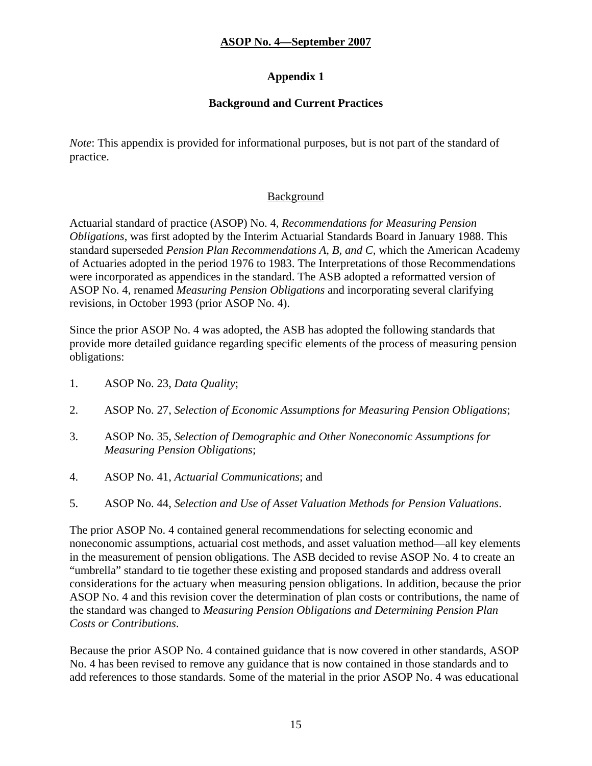## Appendix 1

### Background and Current Practices

*Note*: This appendix is provided for informational purposes, but is not part of the standard of practice.

#### Background

Actuarial standard of practice (ASOP) No. 4, *Recommendations for Measuring Pension Obligations*, was first adopted by the Interim Actuarial Standards Board in January 1988. This standard superseded *Pension Plan Recommendations A, B, and C*, which the American Academy of Actuaries adopted in the period 1976 to 1983. The Interpretations of those Recommendations were incorporated as appendices in the standard. The ASB adopted a reformatted version of ASOP No. 4, renamed *Measuring Pension Obligations* and incorporating several clarifying revisions, in October 1993 (prior ASOP No. 4).

Since the prior ASOP No. 4 was adopted, the ASB has adopted the following standards that provide more detailed guidance regarding specific elements of the process of measuring pension obligations:

1. ASOP No. 23, *Data Quality*;
2. ASOP No. 27, *Selection of Economic Assumptions for Measuring Pension Obligations*;
3. ASOP No. 35, *Selection of Demographic and Other Noneconomic Assumptions for Measuring Pension Obligations*;
4. ASOP No. 41, *Actuarial Communications*; and
5. ASOP No. 44, *Selection and Use of Asset Valuation Methods for Pension Valuations*.

The prior ASOP No. 4 contained general recommendations for selecting economic and noneconomic assumptions, actuarial cost methods, and asset valuation method—all key elements in the measurement of pension obligations. The ASB decided to revise ASOP No. 4 to create an "umbrella" standard to tie together these existing and proposed standards and address overall considerations for the actuary when measuring pension obligations. In addition, because the prior ASOP No. 4 and this revision cover the determination of plan costs or contributions, the name of the standard was changed to *Measuring Pension Obligations and Determining Pension Plan Costs or Contributions*.

Because the prior ASOP No. 4 contained guidance that is now covered in other standards, ASOP No. 4 has been revised to remove any guidance that is now contained in those standards and to add references to those standards. Some of the material in the prior ASOP No. 4 was educational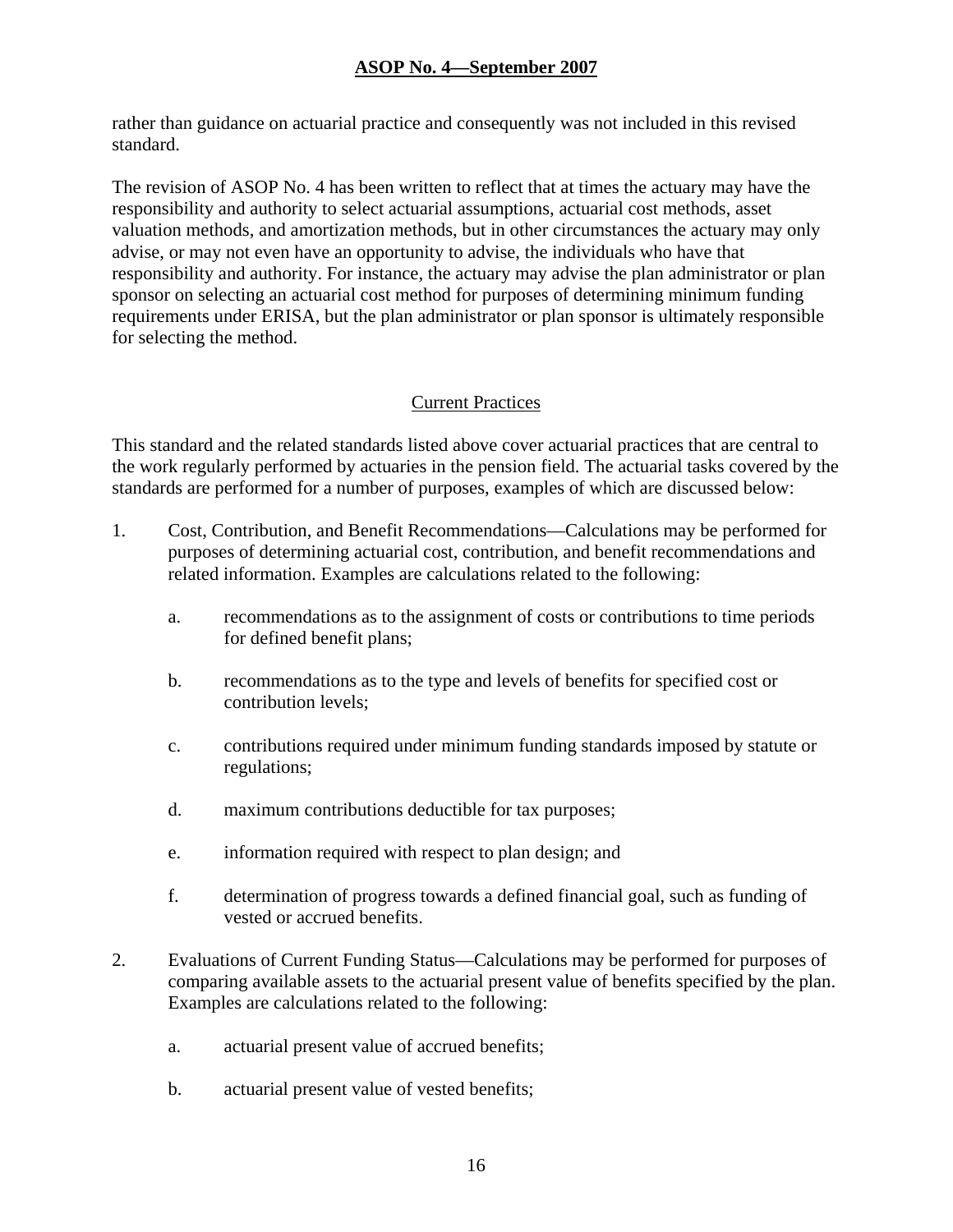rather than guidance on actuarial practice and consequently was not included in this revised standard.

The revision of ASOP No. 4 has been written to reflect that at times the actuary may have the responsibility and authority to select actuarial assumptions, actuarial cost methods, asset valuation methods, and amortization methods, but in other circumstances the actuary may only advise, or may not even have an opportunity to advise, the individuals who have that responsibility and authority. For instance, the actuary may advise the plan administrator or plan sponsor on selecting an actuarial cost method for purposes of determining minimum funding requirements under ERISA, but the plan administrator or plan sponsor is ultimately responsible for selecting the method.

## Current Practices

This standard and the related standards listed above cover actuarial practices that are central to the work regularly performed by actuaries in the pension field. The actuarial tasks covered by the standards are performed for a number of purposes, examples of which are discussed below:

1. Cost, Contribution, and Benefit Recommendations—Calculations may be performed for purposes of determining actuarial cost, contribution, and benefit recommendations and related information. Examples are calculations related to the following:

    a. recommendations as to the assignment of costs or contributions to time periods for defined benefit plans;

    b. recommendations as to the type and levels of benefits for specified cost or contribution levels;

    c. contributions required under minimum funding standards imposed by statute or regulations;

    d. maximum contributions deductible for tax purposes;

    e. information required with respect to plan design; and

    f. determination of progress towards a defined financial goal, such as funding of vested or accrued benefits.

2. Evaluations of Current Funding Status—Calculations may be performed for purposes of comparing available assets to the actuarial present value of benefits specified by the plan. Examples are calculations related to the following:

    a. actuarial present value of accrued benefits;

    b. actuarial present value of vested benefits;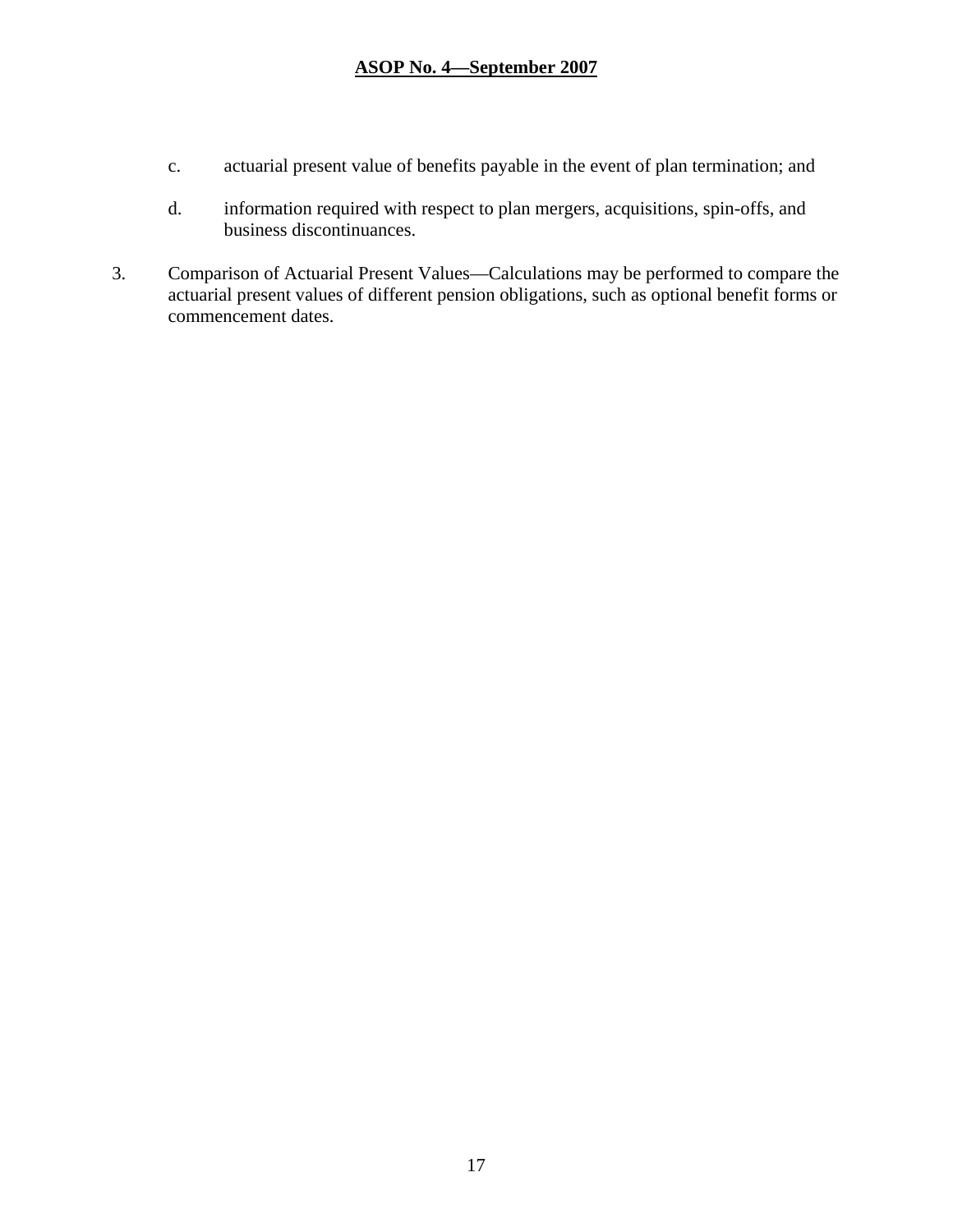c. actuarial present value of benefits payable in the event of plan termination; and

d. information required with respect to plan mergers, acquisitions, spin-offs, and business discontinuances.

3. Comparison of Actuarial Present Values—Calculations may be performed to compare the actuarial present values of different pension obligations, such as optional benefit forms or commencement dates.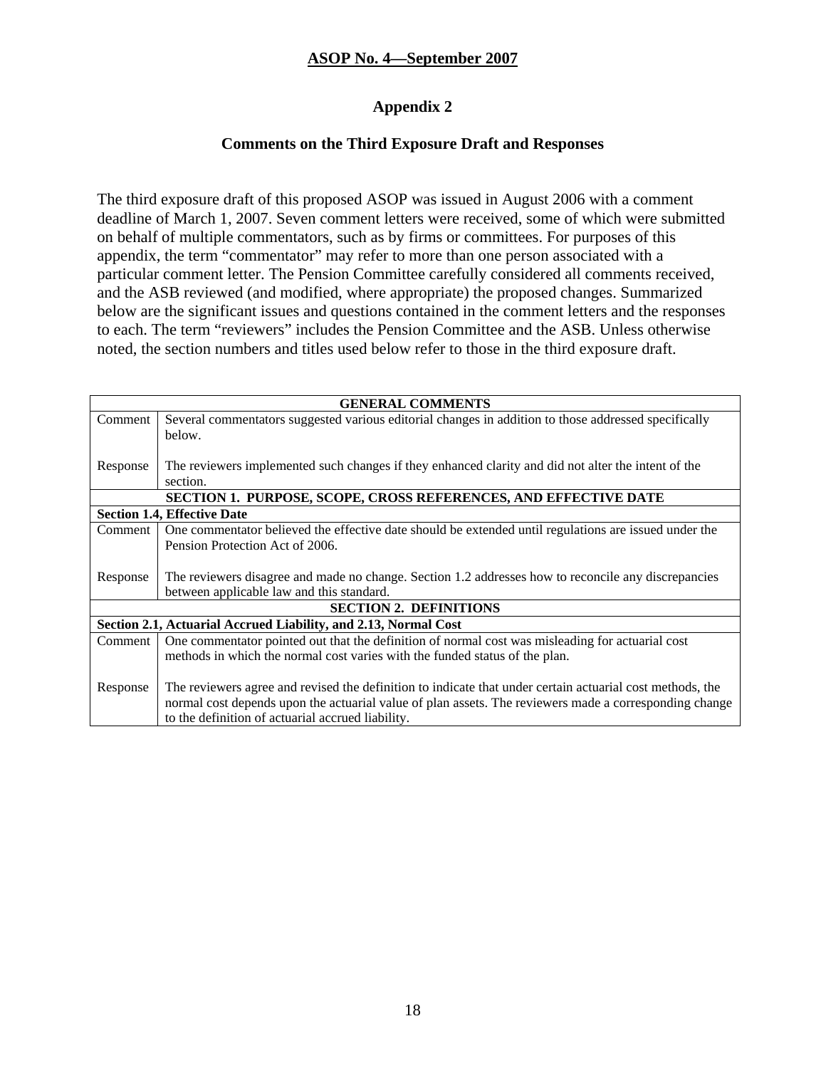## ASOP No. 4—September 2007

### Appendix 2

### Comments on the Third Exposure Draft and Responses

The third exposure draft of this proposed ASOP was issued in August 2006 with a comment deadline of March 1, 2007. Seven comment letters were received, some of which were submitted on behalf of multiple commentators, such as by firms or committees. For purposes of this appendix, the term "commentator" may refer to more than one person associated with a particular comment letter. The Pension Committee carefully considered all comments received, and the ASB reviewed (and modified, where appropriate) the proposed changes. Summarized below are the significant issues and questions contained in the comment letters and the responses to each. The term "reviewers" includes the Pension Committee and the ASB. Unless otherwise noted, the section numbers and titles used below refer to those in the third exposure draft.

| | |
|---|---|
| **GENERAL COMMENTS** | |
| Comment | Several commentators suggested various editorial changes in addition to those addressed specifically below. |
| Response | The reviewers implemented such changes if they enhanced clarity and did not alter the intent of the section. |
| **SECTION 1. PURPOSE, SCOPE, CROSS REFERENCES, AND EFFECTIVE DATE** | |
| **Section 1.4, Effective Date** | |
| Comment | One commentator believed the effective date should be extended until regulations are issued under the Pension Protection Act of 2006. |
| Response | The reviewers disagree and made no change. Section 1.2 addresses how to reconcile any discrepancies between applicable law and this standard. |
| **SECTION 2. DEFINITIONS** | |
| **Section 2.1, Actuarial Accrued Liability, and 2.13, Normal Cost** | |
| Comment | One commentator pointed out that the definition of normal cost was misleading for actuarial cost methods in which the normal cost varies with the funded status of the plan. |
| Response | The reviewers agree and revised the definition to indicate that under certain actuarial cost methods, the normal cost depends upon the actuarial value of plan assets. The reviewers made a corresponding change to the definition of actuarial accrued liability. |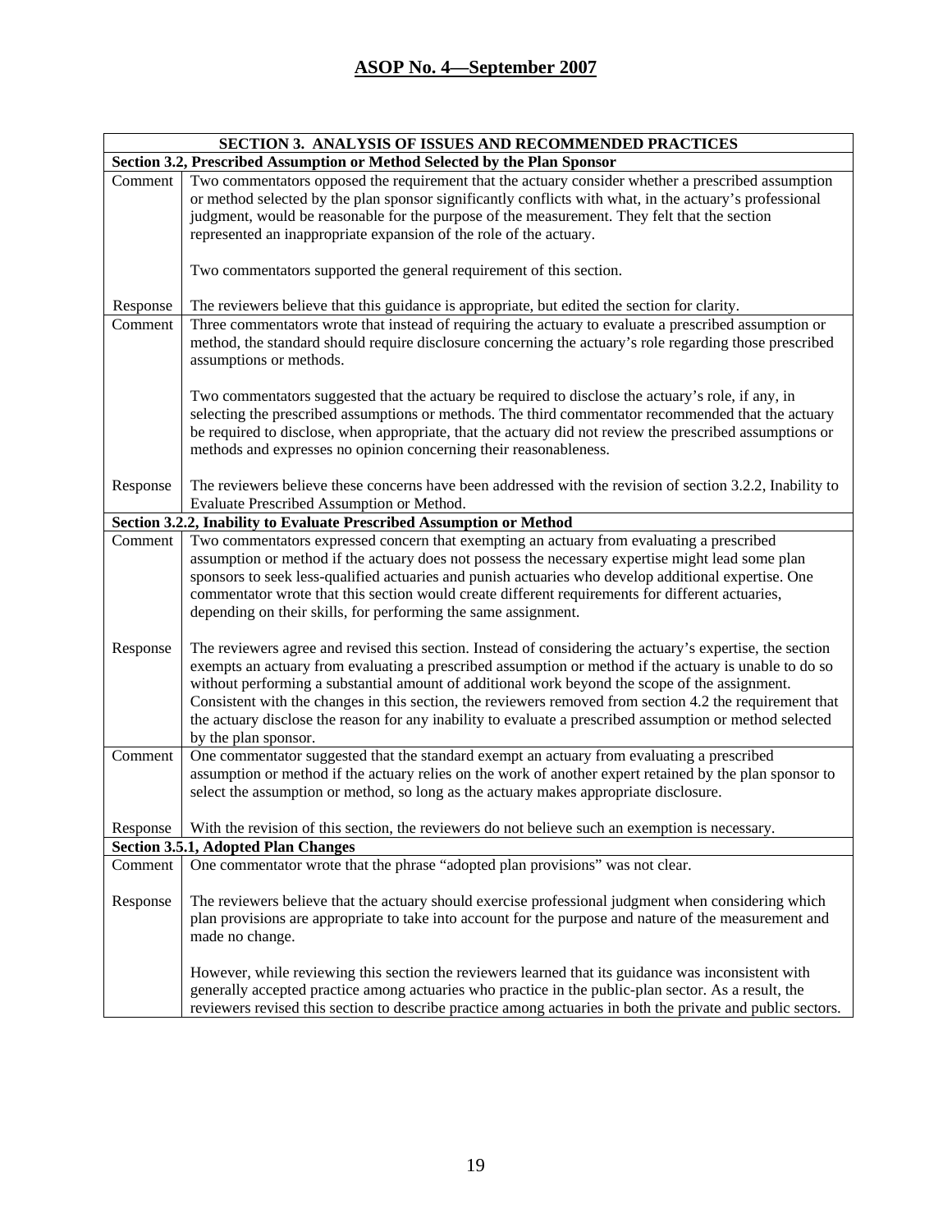| SECTION 3. ANALYSIS OF ISSUES AND RECOMMENDED PRACTICES | |
|---|---|
| **Section 3.2, Prescribed Assumption or Method Selected by the Plan Sponsor** | |
| Comment | Two commentators opposed the requirement that the actuary consider whether a prescribed assumption or method selected by the plan sponsor significantly conflicts with what, in the actuary's professional judgment, would be reasonable for the purpose of the measurement. They felt that the section represented an inappropriate expansion of the role of the actuary.<br><br>Two commentators supported the general requirement of this section. |
| Response | The reviewers believe that this guidance is appropriate, but edited the section for clarity. |
| Comment | Three commentators wrote that instead of requiring the actuary to evaluate a prescribed assumption or method, the standard should require disclosure concerning the actuary's role regarding those prescribed assumptions or methods.<br><br>Two commentators suggested that the actuary be required to disclose the actuary's role, if any, in selecting the prescribed assumptions or methods. The third commentator recommended that the actuary be required to disclose, when appropriate, that the actuary did not review the prescribed assumptions or methods and expresses no opinion concerning their reasonableness. |
| Response | The reviewers believe these concerns have been addressed with the revision of section 3.2.2, Inability to Evaluate Prescribed Assumption or Method. |
| **Section 3.2.2, Inability to Evaluate Prescribed Assumption or Method** | |
| Comment | Two commentators expressed concern that exempting an actuary from evaluating a prescribed assumption or method if the actuary does not possess the necessary expertise might lead some plan sponsors to seek less-qualified actuaries and punish actuaries who develop additional expertise. One commentator wrote that this section would create different requirements for different actuaries, depending on their skills, for performing the same assignment. |
| Response | The reviewers agree and revised this section. Instead of considering the actuary's expertise, the section exempts an actuary from evaluating a prescribed assumption or method if the actuary is unable to do so without performing a substantial amount of additional work beyond the scope of the assignment. Consistent with the changes in this section, the reviewers removed from section 4.2 the requirement that the actuary disclose the reason for any inability to evaluate a prescribed assumption or method selected by the plan sponsor. |
| Comment | One commentator suggested that the standard exempt an actuary from evaluating a prescribed assumption or method if the actuary relies on the work of another expert retained by the plan sponsor to select the assumption or method, so long as the actuary makes appropriate disclosure. |
| Response | With the revision of this section, the reviewers do not believe such an exemption is necessary. |
| **Section 3.5.1, Adopted Plan Changes** | |
| Comment | One commentator wrote that the phrase "adopted plan provisions" was not clear. |
| Response | The reviewers believe that the actuary should exercise professional judgment when considering which plan provisions are appropriate to take into account for the purpose and nature of the measurement and made no change.<br><br>However, while reviewing this section the reviewers learned that its guidance was inconsistent with generally accepted practice among actuaries who practice in the public-plan sector. As a result, the reviewers revised this section to describe practice among actuaries in both the private and public sectors. |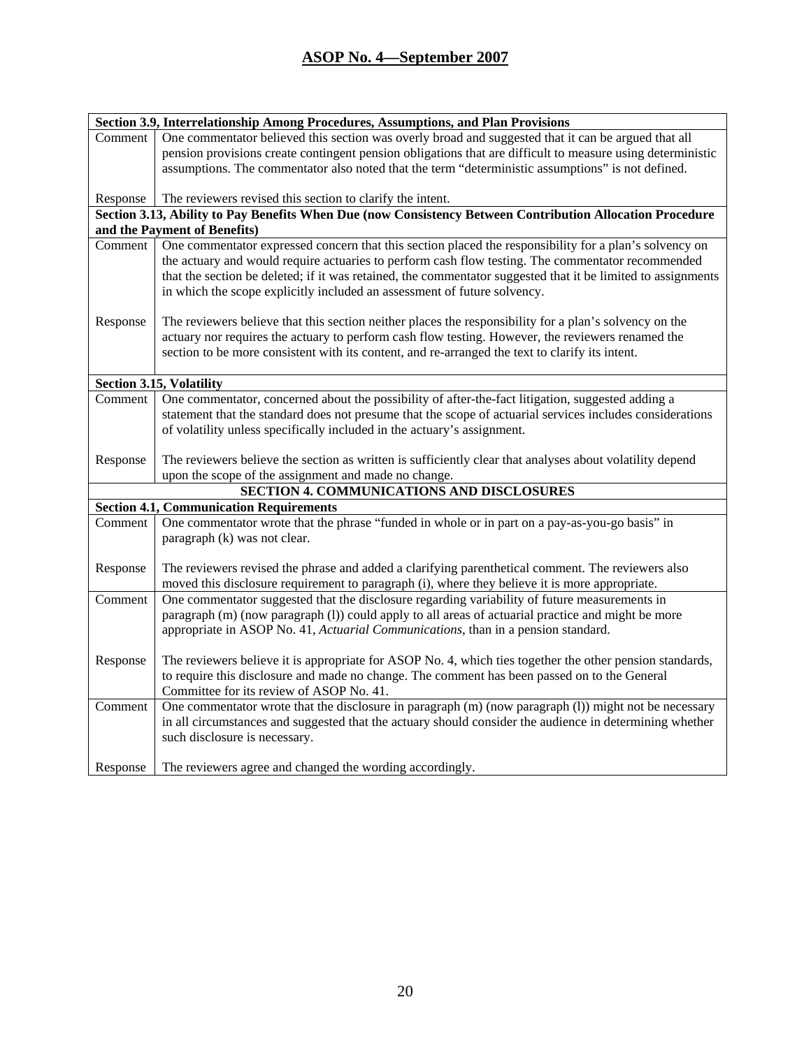| | |
|---|---|
| **Section 3.9, Interrelationship Among Procedures, Assumptions, and Plan Provisions** | |
| Comment | One commentator believed this section was overly broad and suggested that it can be argued that all pension provisions create contingent pension obligations that are difficult to measure using deterministic assumptions. The commentator also noted that the term "deterministic assumptions" is not defined. |
| Response | The reviewers revised this section to clarify the intent. |
| **Section 3.13, Ability to Pay Benefits When Due (now Consistency Between Contribution Allocation Procedure and the Payment of Benefits)** | |
| Comment | One commentator expressed concern that this section placed the responsibility for a plan's solvency on the actuary and would require actuaries to perform cash flow testing. The commentator recommended that the section be deleted; if it was retained, the commentator suggested that it be limited to assignments in which the scope explicitly included an assessment of future solvency. |
| Response | The reviewers believe that this section neither places the responsibility for a plan's solvency on the actuary nor requires the actuary to perform cash flow testing. However, the reviewers renamed the section to be more consistent with its content, and re-arranged the text to clarify its intent. |
| **Section 3.15, Volatility** | |
| Comment | One commentator, concerned about the possibility of after-the-fact litigation, suggested adding a statement that the standard does not presume that the scope of actuarial services includes considerations of volatility unless specifically included in the actuary's assignment. |
| Response | The reviewers believe the section as written is sufficiently clear that analyses about volatility depend upon the scope of the assignment and made no change. |
| **SECTION 4. COMMUNICATIONS AND DISCLOSURES** | |
| **Section 4.1, Communication Requirements** | |
| Comment | One commentator wrote that the phrase "funded in whole or in part on a pay-as-you-go basis" in paragraph (k) was not clear. |
| Response | The reviewers revised the phrase and added a clarifying parenthetical comment. The reviewers also moved this disclosure requirement to paragraph (i), where they believe it is more appropriate. |
| Comment | One commentator suggested that the disclosure regarding variability of future measurements in paragraph (m) (now paragraph (l)) could apply to all areas of actuarial practice and might be more appropriate in ASOP No. 41, *Actuarial Communications*, than in a pension standard. |
| Response | The reviewers believe it is appropriate for ASOP No. 4, which ties together the other pension standards, to require this disclosure and made no change. The comment has been passed on to the General Committee for its review of ASOP No. 41. |
| Comment | One commentator wrote that the disclosure in paragraph (m) (now paragraph (l)) might not be necessary in all circumstances and suggested that the actuary should consider the audience in determining whether such disclosure is necessary. |
| Response | The reviewers agree and changed the wording accordingly. |